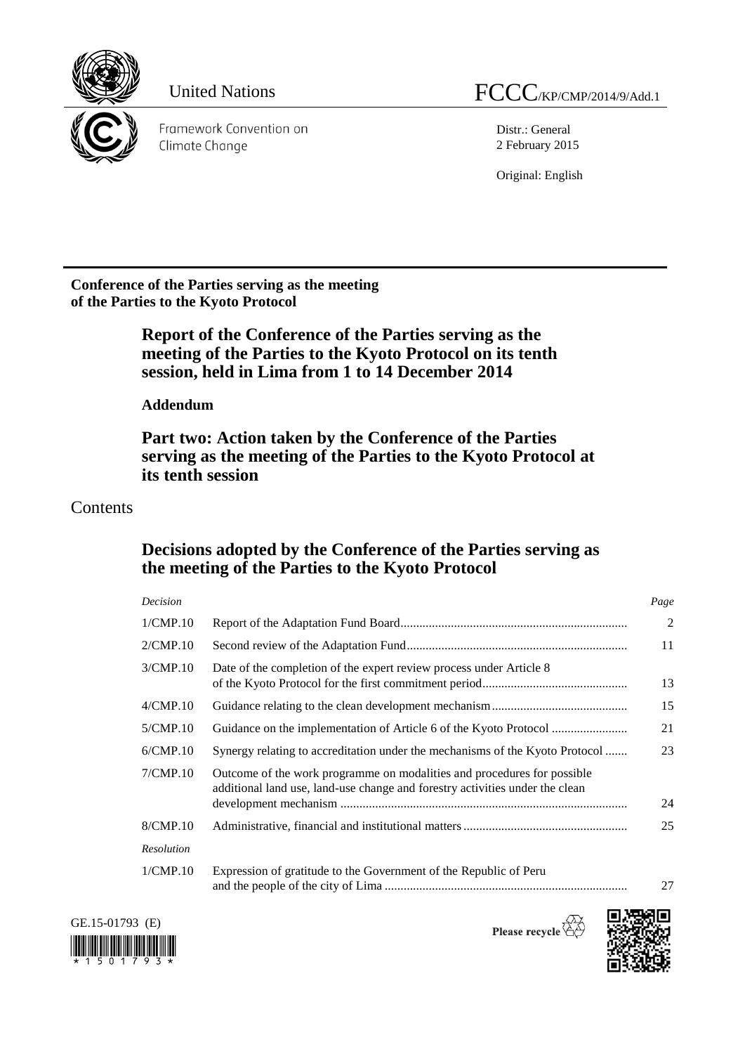United Nations FCCC/KP/CMP/2014/9/Add.1

Framework Convention on Climate Change

Distr.: General
2 February 2015

Original: English

**Conference of the Parties serving as the meeting of the Parties to the Kyoto Protocol**

## Report of the Conference of the Parties serving as the meeting of the Parties to the Kyoto Protocol on its tenth session, held in Lima from 1 to 14 December 2014

**Addendum**

## Part two: Action taken by the Conference of the Parties serving as the meeting of the Parties to the Kyoto Protocol at its tenth session

# Contents

## Decisions adopted by the Conference of the Parties serving as the meeting of the Parties to the Kyoto Protocol

| *Decision* | | *Page* |
|---|---|---|
| 1/CMP.10 | Report of the Adaptation Fund Board | 2 |
| 2/CMP.10 | Second review of the Adaptation Fund | 11 |
| 3/CMP.10 | Date of the completion of the expert review process under Article 8 of the Kyoto Protocol for the first commitment period | 13 |
| 4/CMP.10 | Guidance relating to the clean development mechanism | 15 |
| 5/CMP.10 | Guidance on the implementation of Article 6 of the Kyoto Protocol | 21 |
| 6/CMP.10 | Synergy relating to accreditation under the mechanisms of the Kyoto Protocol | 23 |
| 7/CMP.10 | Outcome of the work programme on modalities and procedures for possible additional land use, land-use change and forestry activities under the clean development mechanism | 24 |
| 8/CMP.10 | Administrative, financial and institutional matters | 25 |
| *Resolution* | | |
| 1/CMP.10 | Expression of gratitude to the Government of the Republic of Peru and the people of the city of Lima | 27 |

GE.15-01793 (E)

Please recycle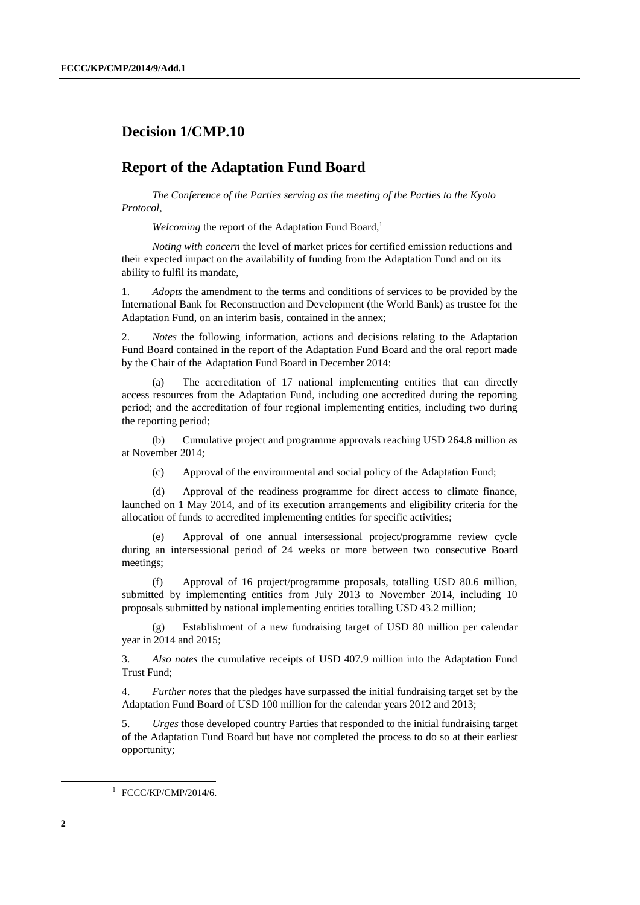## Decision 1/CMP.10

## Report of the Adaptation Fund Board

*The Conference of the Parties serving as the meeting of the Parties to the Kyoto Protocol*,

*Welcoming* the report of the Adaptation Fund Board,[1]

*Noting with concern* the level of market prices for certified emission reductions and their expected impact on the availability of funding from the Adaptation Fund and on its ability to fulfil its mandate,

1. *Adopts* the amendment to the terms and conditions of services to be provided by the International Bank for Reconstruction and Development (the World Bank) as trustee for the Adaptation Fund, on an interim basis, contained in the annex;

2. *Notes* the following information, actions and decisions relating to the Adaptation Fund Board contained in the report of the Adaptation Fund Board and the oral report made by the Chair of the Adaptation Fund Board in December 2014:

(a) The accreditation of 17 national implementing entities that can directly access resources from the Adaptation Fund, including one accredited during the reporting period; and the accreditation of four regional implementing entities, including two during the reporting period;

(b) Cumulative project and programme approvals reaching USD 264.8 million as at November 2014;

(c) Approval of the environmental and social policy of the Adaptation Fund;

(d) Approval of the readiness programme for direct access to climate finance, launched on 1 May 2014, and of its execution arrangements and eligibility criteria for the allocation of funds to accredited implementing entities for specific activities;

(e) Approval of one annual intersessional project/programme review cycle during an intersessional period of 24 weeks or more between two consecutive Board meetings;

(f) Approval of 16 project/programme proposals, totalling USD 80.6 million, submitted by implementing entities from July 2013 to November 2014, including 10 proposals submitted by national implementing entities totalling USD 43.2 million;

(g) Establishment of a new fundraising target of USD 80 million per calendar year in 2014 and 2015;

3. *Also notes* the cumulative receipts of USD 407.9 million into the Adaptation Fund Trust Fund;

4. *Further notes* that the pledges have surpassed the initial fundraising target set by the Adaptation Fund Board of USD 100 million for the calendar years 2012 and 2013;

5. *Urges* those developed country Parties that responded to the initial fundraising target of the Adaptation Fund Board but have not completed the process to do so at their earliest opportunity;

[1] FCCC/KP/CMP/2014/6.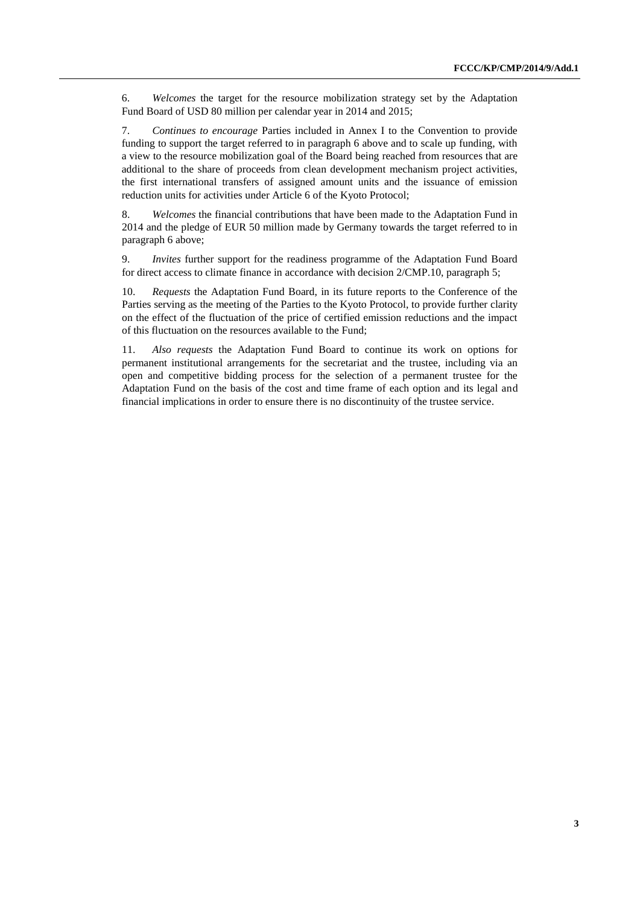6. *Welcomes* the target for the resource mobilization strategy set by the Adaptation Fund Board of USD 80 million per calendar year in 2014 and 2015;

7. *Continues to encourage* Parties included in Annex I to the Convention to provide funding to support the target referred to in paragraph 6 above and to scale up funding, with a view to the resource mobilization goal of the Board being reached from resources that are additional to the share of proceeds from clean development mechanism project activities, the first international transfers of assigned amount units and the issuance of emission reduction units for activities under Article 6 of the Kyoto Protocol;

8. *Welcomes* the financial contributions that have been made to the Adaptation Fund in 2014 and the pledge of EUR 50 million made by Germany towards the target referred to in paragraph 6 above;

9. *Invites* further support for the readiness programme of the Adaptation Fund Board for direct access to climate finance in accordance with decision 2/CMP.10, paragraph 5;

10. *Requests* the Adaptation Fund Board, in its future reports to the Conference of the Parties serving as the meeting of the Parties to the Kyoto Protocol, to provide further clarity on the effect of the fluctuation of the price of certified emission reductions and the impact of this fluctuation on the resources available to the Fund;

11. *Also requests* the Adaptation Fund Board to continue its work on options for permanent institutional arrangements for the secretariat and the trustee, including via an open and competitive bidding process for the selection of a permanent trustee for the Adaptation Fund on the basis of the cost and time frame of each option and its legal and financial implications in order to ensure there is no discontinuity of the trustee service.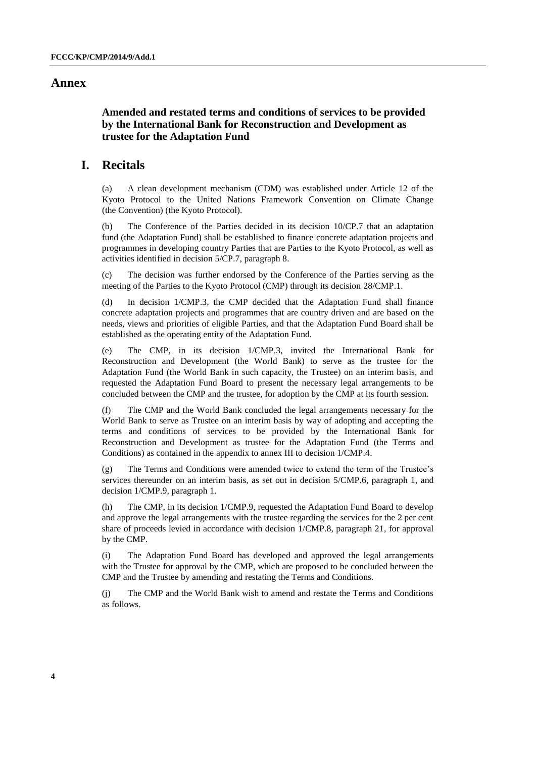# Annex

## Amended and restated terms and conditions of services to be provided by the International Bank for Reconstruction and Development as trustee for the Adaptation Fund

## I. Recitals

(a) A clean development mechanism (CDM) was established under Article 12 of the Kyoto Protocol to the United Nations Framework Convention on Climate Change (the Convention) (the Kyoto Protocol).

(b) The Conference of the Parties decided in its decision 10/CP.7 that an adaptation fund (the Adaptation Fund) shall be established to finance concrete adaptation projects and programmes in developing country Parties that are Parties to the Kyoto Protocol, as well as activities identified in decision 5/CP.7, paragraph 8.

(c) The decision was further endorsed by the Conference of the Parties serving as the meeting of the Parties to the Kyoto Protocol (CMP) through its decision 28/CMP.1.

(d) In decision 1/CMP.3, the CMP decided that the Adaptation Fund shall finance concrete adaptation projects and programmes that are country driven and are based on the needs, views and priorities of eligible Parties, and that the Adaptation Fund Board shall be established as the operating entity of the Adaptation Fund.

(e) The CMP, in its decision 1/CMP.3, invited the International Bank for Reconstruction and Development (the World Bank) to serve as the trustee for the Adaptation Fund (the World Bank in such capacity, the Trustee) on an interim basis, and requested the Adaptation Fund Board to present the necessary legal arrangements to be concluded between the CMP and the trustee, for adoption by the CMP at its fourth session.

(f) The CMP and the World Bank concluded the legal arrangements necessary for the World Bank to serve as Trustee on an interim basis by way of adopting and accepting the terms and conditions of services to be provided by the International Bank for Reconstruction and Development as trustee for the Adaptation Fund (the Terms and Conditions) as contained in the appendix to annex III to decision 1/CMP.4.

(g) The Terms and Conditions were amended twice to extend the term of the Trustee's services thereunder on an interim basis, as set out in decision 5/CMP.6, paragraph 1, and decision 1/CMP.9, paragraph 1.

(h) The CMP, in its decision 1/CMP.9, requested the Adaptation Fund Board to develop and approve the legal arrangements with the trustee regarding the services for the 2 per cent share of proceeds levied in accordance with decision 1/CMP.8, paragraph 21, for approval by the CMP.

(i) The Adaptation Fund Board has developed and approved the legal arrangements with the Trustee for approval by the CMP, which are proposed to be concluded between the CMP and the Trustee by amending and restating the Terms and Conditions.

(j) The CMP and the World Bank wish to amend and restate the Terms and Conditions as follows.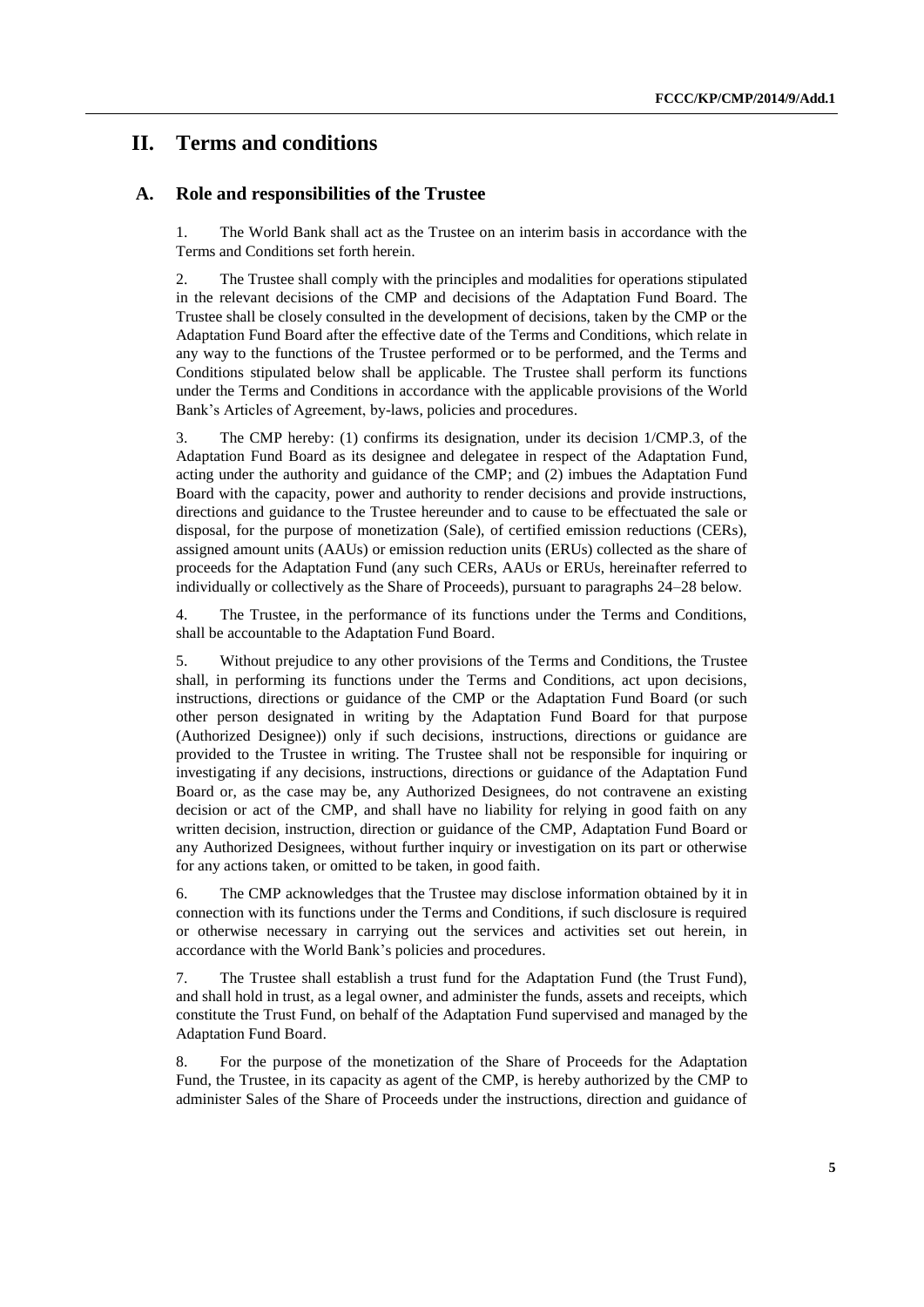## II. Terms and conditions

### A. Role and responsibilities of the Trustee

1. The World Bank shall act as the Trustee on an interim basis in accordance with the Terms and Conditions set forth herein.

2. The Trustee shall comply with the principles and modalities for operations stipulated in the relevant decisions of the CMP and decisions of the Adaptation Fund Board. The Trustee shall be closely consulted in the development of decisions, taken by the CMP or the Adaptation Fund Board after the effective date of the Terms and Conditions, which relate in any way to the functions of the Trustee performed or to be performed, and the Terms and Conditions stipulated below shall be applicable. The Trustee shall perform its functions under the Terms and Conditions in accordance with the applicable provisions of the World Bank's Articles of Agreement, by-laws, policies and procedures.

3. The CMP hereby: (1) confirms its designation, under its decision 1/CMP.3, of the Adaptation Fund Board as its designee and delegatee in respect of the Adaptation Fund, acting under the authority and guidance of the CMP; and (2) imbues the Adaptation Fund Board with the capacity, power and authority to render decisions and provide instructions, directions and guidance to the Trustee hereunder and to cause to be effectuated the sale or disposal, for the purpose of monetization (Sale), of certified emission reductions (CERs), assigned amount units (AAUs) or emission reduction units (ERUs) collected as the share of proceeds for the Adaptation Fund (any such CERs, AAUs or ERUs, hereinafter referred to individually or collectively as the Share of Proceeds), pursuant to paragraphs 24–28 below.

4. The Trustee, in the performance of its functions under the Terms and Conditions, shall be accountable to the Adaptation Fund Board.

5. Without prejudice to any other provisions of the Terms and Conditions, the Trustee shall, in performing its functions under the Terms and Conditions, act upon decisions, instructions, directions or guidance of the CMP or the Adaptation Fund Board (or such other person designated in writing by the Adaptation Fund Board for that purpose (Authorized Designee)) only if such decisions, instructions, directions or guidance are provided to the Trustee in writing. The Trustee shall not be responsible for inquiring or investigating if any decisions, instructions, directions or guidance of the Adaptation Fund Board or, as the case may be, any Authorized Designees, do not contravene an existing decision or act of the CMP, and shall have no liability for relying in good faith on any written decision, instruction, direction or guidance of the CMP, Adaptation Fund Board or any Authorized Designees, without further inquiry or investigation on its part or otherwise for any actions taken, or omitted to be taken, in good faith.

6. The CMP acknowledges that the Trustee may disclose information obtained by it in connection with its functions under the Terms and Conditions, if such disclosure is required or otherwise necessary in carrying out the services and activities set out herein, in accordance with the World Bank's policies and procedures.

7. The Trustee shall establish a trust fund for the Adaptation Fund (the Trust Fund), and shall hold in trust, as a legal owner, and administer the funds, assets and receipts, which constitute the Trust Fund, on behalf of the Adaptation Fund supervised and managed by the Adaptation Fund Board.

8. For the purpose of the monetization of the Share of Proceeds for the Adaptation Fund, the Trustee, in its capacity as agent of the CMP, is hereby authorized by the CMP to administer Sales of the Share of Proceeds under the instructions, direction and guidance of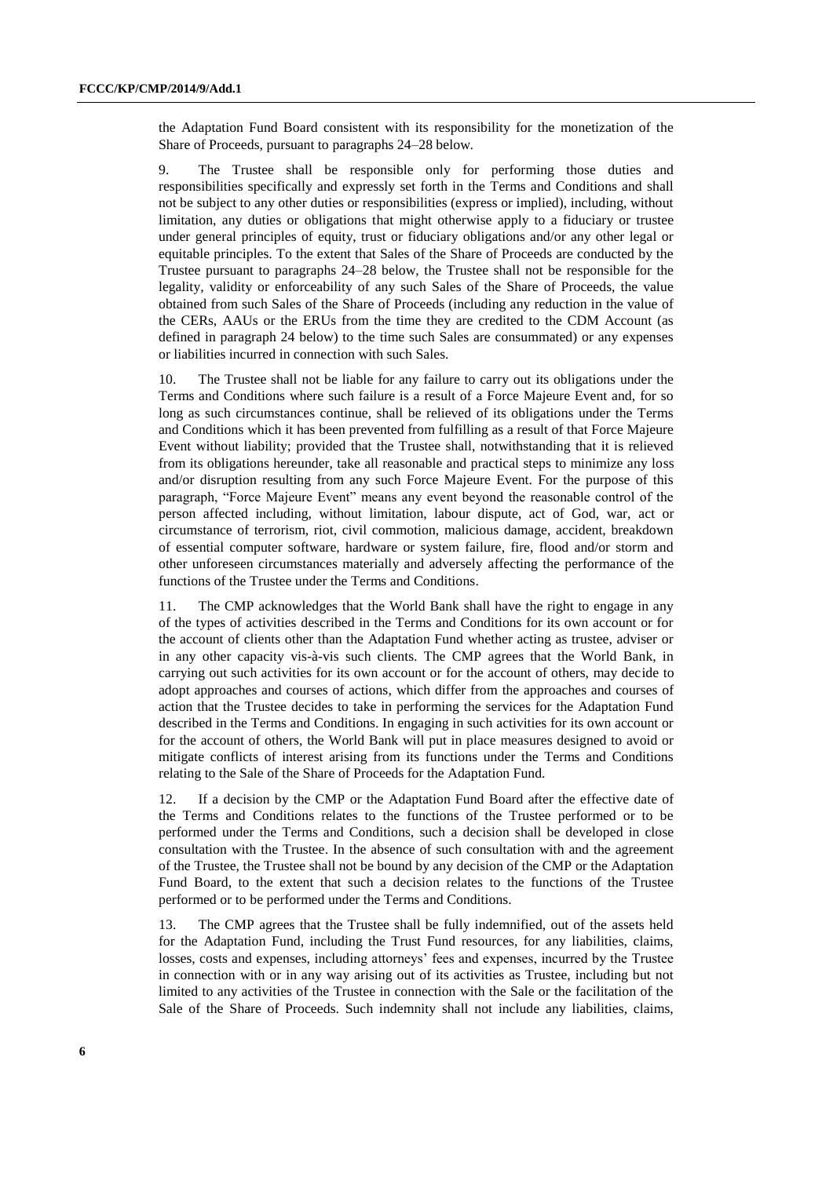the Adaptation Fund Board consistent with its responsibility for the monetization of the Share of Proceeds, pursuant to paragraphs 24–28 below.

9. The Trustee shall be responsible only for performing those duties and responsibilities specifically and expressly set forth in the Terms and Conditions and shall not be subject to any other duties or responsibilities (express or implied), including, without limitation, any duties or obligations that might otherwise apply to a fiduciary or trustee under general principles of equity, trust or fiduciary obligations and/or any other legal or equitable principles. To the extent that Sales of the Share of Proceeds are conducted by the Trustee pursuant to paragraphs 24–28 below, the Trustee shall not be responsible for the legality, validity or enforceability of any such Sales of the Share of Proceeds, the value obtained from such Sales of the Share of Proceeds (including any reduction in the value of the CERs, AAUs or the ERUs from the time they are credited to the CDM Account (as defined in paragraph 24 below) to the time such Sales are consummated) or any expenses or liabilities incurred in connection with such Sales.

10. The Trustee shall not be liable for any failure to carry out its obligations under the Terms and Conditions where such failure is a result of a Force Majeure Event and, for so long as such circumstances continue, shall be relieved of its obligations under the Terms and Conditions which it has been prevented from fulfilling as a result of that Force Majeure Event without liability; provided that the Trustee shall, notwithstanding that it is relieved from its obligations hereunder, take all reasonable and practical steps to minimize any loss and/or disruption resulting from any such Force Majeure Event. For the purpose of this paragraph, "Force Majeure Event" means any event beyond the reasonable control of the person affected including, without limitation, labour dispute, act of God, war, act or circumstance of terrorism, riot, civil commotion, malicious damage, accident, breakdown of essential computer software, hardware or system failure, fire, flood and/or storm and other unforeseen circumstances materially and adversely affecting the performance of the functions of the Trustee under the Terms and Conditions.

11. The CMP acknowledges that the World Bank shall have the right to engage in any of the types of activities described in the Terms and Conditions for its own account or for the account of clients other than the Adaptation Fund whether acting as trustee, adviser or in any other capacity vis-à-vis such clients. The CMP agrees that the World Bank, in carrying out such activities for its own account or for the account of others, may decide to adopt approaches and courses of actions, which differ from the approaches and courses of action that the Trustee decides to take in performing the services for the Adaptation Fund described in the Terms and Conditions. In engaging in such activities for its own account or for the account of others, the World Bank will put in place measures designed to avoid or mitigate conflicts of interest arising from its functions under the Terms and Conditions relating to the Sale of the Share of Proceeds for the Adaptation Fund.

12. If a decision by the CMP or the Adaptation Fund Board after the effective date of the Terms and Conditions relates to the functions of the Trustee performed or to be performed under the Terms and Conditions, such a decision shall be developed in close consultation with the Trustee. In the absence of such consultation with and the agreement of the Trustee, the Trustee shall not be bound by any decision of the CMP or the Adaptation Fund Board, to the extent that such a decision relates to the functions of the Trustee performed or to be performed under the Terms and Conditions.

13. The CMP agrees that the Trustee shall be fully indemnified, out of the assets held for the Adaptation Fund, including the Trust Fund resources, for any liabilities, claims, losses, costs and expenses, including attorneys' fees and expenses, incurred by the Trustee in connection with or in any way arising out of its activities as Trustee, including but not limited to any activities of the Trustee in connection with the Sale or the facilitation of the Sale of the Share of Proceeds. Such indemnity shall not include any liabilities, claims,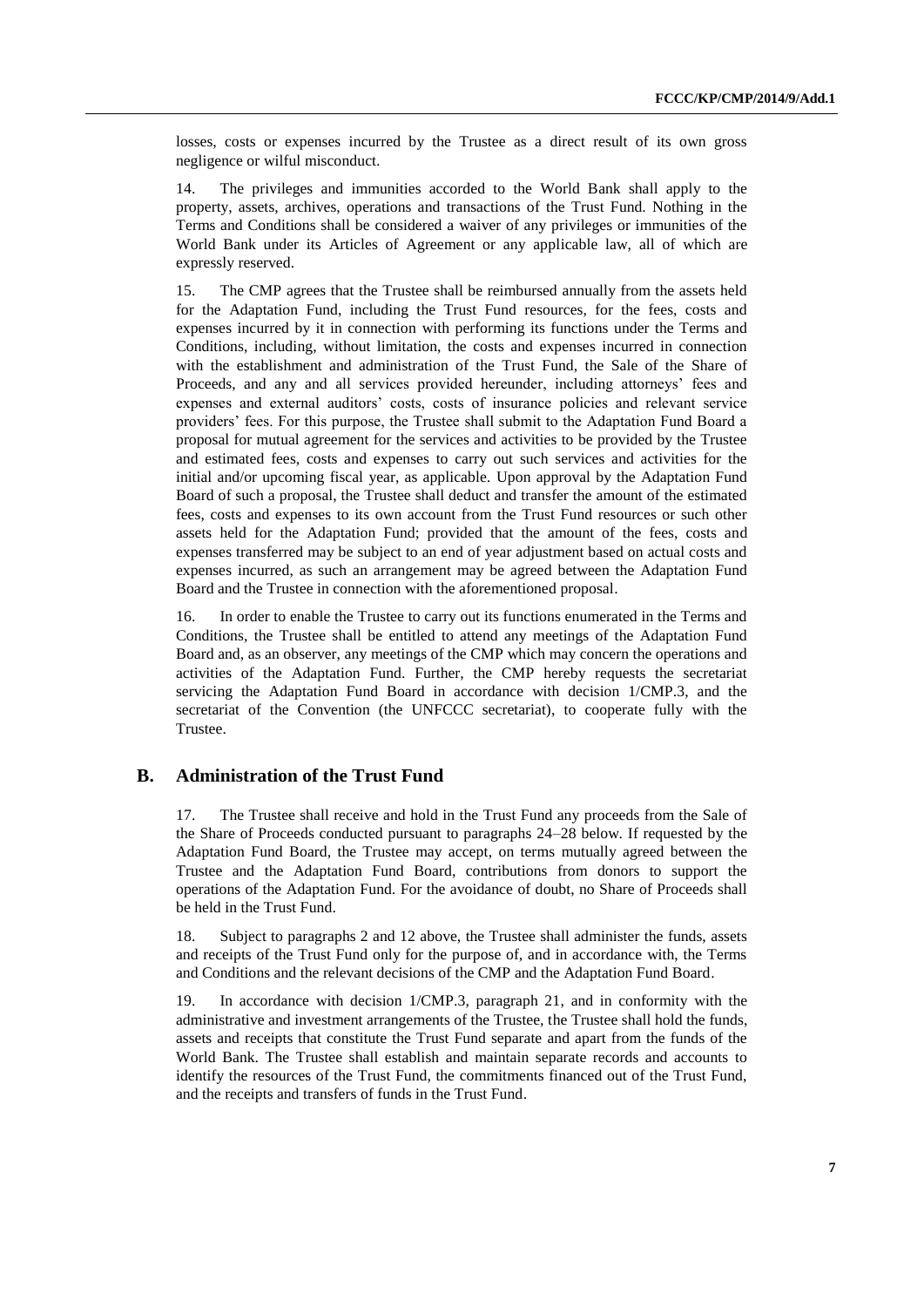losses, costs or expenses incurred by the Trustee as a direct result of its own gross negligence or wilful misconduct.

14. The privileges and immunities accorded to the World Bank shall apply to the property, assets, archives, operations and transactions of the Trust Fund. Nothing in the Terms and Conditions shall be considered a waiver of any privileges or immunities of the World Bank under its Articles of Agreement or any applicable law, all of which are expressly reserved.

15. The CMP agrees that the Trustee shall be reimbursed annually from the assets held for the Adaptation Fund, including the Trust Fund resources, for the fees, costs and expenses incurred by it in connection with performing its functions under the Terms and Conditions, including, without limitation, the costs and expenses incurred in connection with the establishment and administration of the Trust Fund, the Sale of the Share of Proceeds, and any and all services provided hereunder, including attorneys' fees and expenses and external auditors' costs, costs of insurance policies and relevant service providers' fees. For this purpose, the Trustee shall submit to the Adaptation Fund Board a proposal for mutual agreement for the services and activities to be provided by the Trustee and estimated fees, costs and expenses to carry out such services and activities for the initial and/or upcoming fiscal year, as applicable. Upon approval by the Adaptation Fund Board of such a proposal, the Trustee shall deduct and transfer the amount of the estimated fees, costs and expenses to its own account from the Trust Fund resources or such other assets held for the Adaptation Fund; provided that the amount of the fees, costs and expenses transferred may be subject to an end of year adjustment based on actual costs and expenses incurred, as such an arrangement may be agreed between the Adaptation Fund Board and the Trustee in connection with the aforementioned proposal.

16. In order to enable the Trustee to carry out its functions enumerated in the Terms and Conditions, the Trustee shall be entitled to attend any meetings of the Adaptation Fund Board and, as an observer, any meetings of the CMP which may concern the operations and activities of the Adaptation Fund. Further, the CMP hereby requests the secretariat servicing the Adaptation Fund Board in accordance with decision 1/CMP.3, and the secretariat of the Convention (the UNFCCC secretariat), to cooperate fully with the Trustee.

## B. Administration of the Trust Fund

17. The Trustee shall receive and hold in the Trust Fund any proceeds from the Sale of the Share of Proceeds conducted pursuant to paragraphs 24–28 below. If requested by the Adaptation Fund Board, the Trustee may accept, on terms mutually agreed between the Trustee and the Adaptation Fund Board, contributions from donors to support the operations of the Adaptation Fund. For the avoidance of doubt, no Share of Proceeds shall be held in the Trust Fund.

18. Subject to paragraphs 2 and 12 above, the Trustee shall administer the funds, assets and receipts of the Trust Fund only for the purpose of, and in accordance with, the Terms and Conditions and the relevant decisions of the CMP and the Adaptation Fund Board.

19. In accordance with decision 1/CMP.3, paragraph 21, and in conformity with the administrative and investment arrangements of the Trustee, the Trustee shall hold the funds, assets and receipts that constitute the Trust Fund separate and apart from the funds of the World Bank. The Trustee shall establish and maintain separate records and accounts to identify the resources of the Trust Fund, the commitments financed out of the Trust Fund, and the receipts and transfers of funds in the Trust Fund.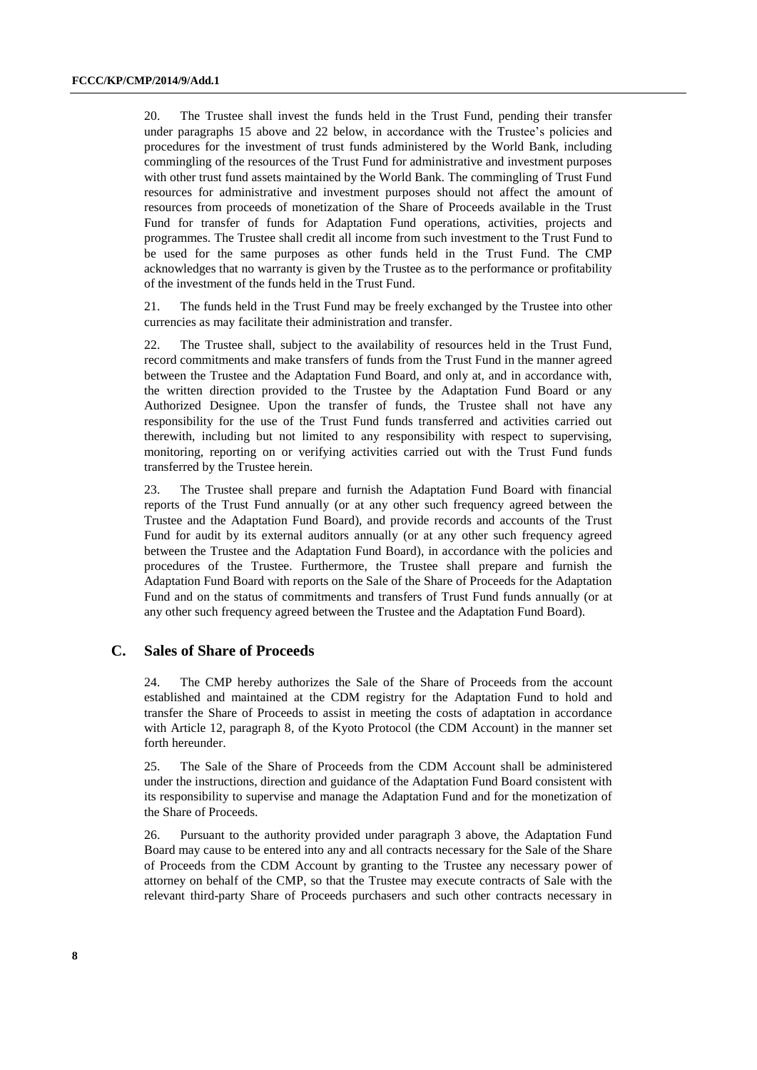20. The Trustee shall invest the funds held in the Trust Fund, pending their transfer under paragraphs 15 above and 22 below, in accordance with the Trustee's policies and procedures for the investment of trust funds administered by the World Bank, including commingling of the resources of the Trust Fund for administrative and investment purposes with other trust fund assets maintained by the World Bank. The commingling of Trust Fund resources for administrative and investment purposes should not affect the amount of resources from proceeds of monetization of the Share of Proceeds available in the Trust Fund for transfer of funds for Adaptation Fund operations, activities, projects and programmes. The Trustee shall credit all income from such investment to the Trust Fund to be used for the same purposes as other funds held in the Trust Fund. The CMP acknowledges that no warranty is given by the Trustee as to the performance or profitability of the investment of the funds held in the Trust Fund.

21. The funds held in the Trust Fund may be freely exchanged by the Trustee into other currencies as may facilitate their administration and transfer.

22. The Trustee shall, subject to the availability of resources held in the Trust Fund, record commitments and make transfers of funds from the Trust Fund in the manner agreed between the Trustee and the Adaptation Fund Board, and only at, and in accordance with, the written direction provided to the Trustee by the Adaptation Fund Board or any Authorized Designee. Upon the transfer of funds, the Trustee shall not have any responsibility for the use of the Trust Fund funds transferred and activities carried out therewith, including but not limited to any responsibility with respect to supervising, monitoring, reporting on or verifying activities carried out with the Trust Fund funds transferred by the Trustee herein.

23. The Trustee shall prepare and furnish the Adaptation Fund Board with financial reports of the Trust Fund annually (or at any other such frequency agreed between the Trustee and the Adaptation Fund Board), and provide records and accounts of the Trust Fund for audit by its external auditors annually (or at any other such frequency agreed between the Trustee and the Adaptation Fund Board), in accordance with the policies and procedures of the Trustee. Furthermore, the Trustee shall prepare and furnish the Adaptation Fund Board with reports on the Sale of the Share of Proceeds for the Adaptation Fund and on the status of commitments and transfers of Trust Fund funds annually (or at any other such frequency agreed between the Trustee and the Adaptation Fund Board).

## C. Sales of Share of Proceeds

24. The CMP hereby authorizes the Sale of the Share of Proceeds from the account established and maintained at the CDM registry for the Adaptation Fund to hold and transfer the Share of Proceeds to assist in meeting the costs of adaptation in accordance with Article 12, paragraph 8, of the Kyoto Protocol (the CDM Account) in the manner set forth hereunder.

25. The Sale of the Share of Proceeds from the CDM Account shall be administered under the instructions, direction and guidance of the Adaptation Fund Board consistent with its responsibility to supervise and manage the Adaptation Fund and for the monetization of the Share of Proceeds.

26. Pursuant to the authority provided under paragraph 3 above, the Adaptation Fund Board may cause to be entered into any and all contracts necessary for the Sale of the Share of Proceeds from the CDM Account by granting to the Trustee any necessary power of attorney on behalf of the CMP, so that the Trustee may execute contracts of Sale with the relevant third-party Share of Proceeds purchasers and such other contracts necessary in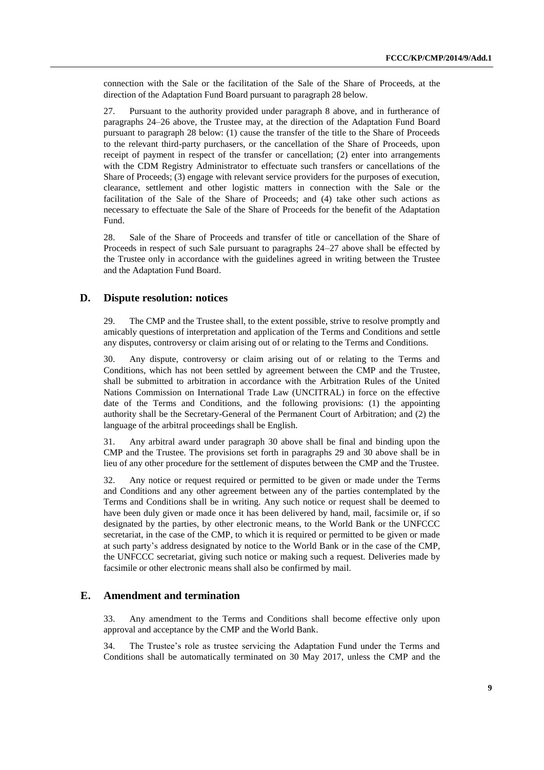connection with the Sale or the facilitation of the Sale of the Share of Proceeds, at the direction of the Adaptation Fund Board pursuant to paragraph 28 below.

27. Pursuant to the authority provided under paragraph 8 above, and in furtherance of paragraphs 24–26 above, the Trustee may, at the direction of the Adaptation Fund Board pursuant to paragraph 28 below: (1) cause the transfer of the title to the Share of Proceeds to the relevant third-party purchasers, or the cancellation of the Share of Proceeds, upon receipt of payment in respect of the transfer or cancellation; (2) enter into arrangements with the CDM Registry Administrator to effectuate such transfers or cancellations of the Share of Proceeds; (3) engage with relevant service providers for the purposes of execution, clearance, settlement and other logistic matters in connection with the Sale or the facilitation of the Sale of the Share of Proceeds; and (4) take other such actions as necessary to effectuate the Sale of the Share of Proceeds for the benefit of the Adaptation Fund.

28. Sale of the Share of Proceeds and transfer of title or cancellation of the Share of Proceeds in respect of such Sale pursuant to paragraphs 24–27 above shall be effected by the Trustee only in accordance with the guidelines agreed in writing between the Trustee and the Adaptation Fund Board.

## D. Dispute resolution: notices

29. The CMP and the Trustee shall, to the extent possible, strive to resolve promptly and amicably questions of interpretation and application of the Terms and Conditions and settle any disputes, controversy or claim arising out of or relating to the Terms and Conditions.

30. Any dispute, controversy or claim arising out of or relating to the Terms and Conditions, which has not been settled by agreement between the CMP and the Trustee, shall be submitted to arbitration in accordance with the Arbitration Rules of the United Nations Commission on International Trade Law (UNCITRAL) in force on the effective date of the Terms and Conditions, and the following provisions: (1) the appointing authority shall be the Secretary-General of the Permanent Court of Arbitration; and (2) the language of the arbitral proceedings shall be English.

31. Any arbitral award under paragraph 30 above shall be final and binding upon the CMP and the Trustee. The provisions set forth in paragraphs 29 and 30 above shall be in lieu of any other procedure for the settlement of disputes between the CMP and the Trustee.

32. Any notice or request required or permitted to be given or made under the Terms and Conditions and any other agreement between any of the parties contemplated by the Terms and Conditions shall be in writing. Any such notice or request shall be deemed to have been duly given or made once it has been delivered by hand, mail, facsimile or, if so designated by the parties, by other electronic means, to the World Bank or the UNFCCC secretariat, in the case of the CMP, to which it is required or permitted to be given or made at such party's address designated by notice to the World Bank or in the case of the CMP, the UNFCCC secretariat, giving such notice or making such a request. Deliveries made by facsimile or other electronic means shall also be confirmed by mail.

## E. Amendment and termination

33. Any amendment to the Terms and Conditions shall become effective only upon approval and acceptance by the CMP and the World Bank.

34. The Trustee's role as trustee servicing the Adaptation Fund under the Terms and Conditions shall be automatically terminated on 30 May 2017, unless the CMP and the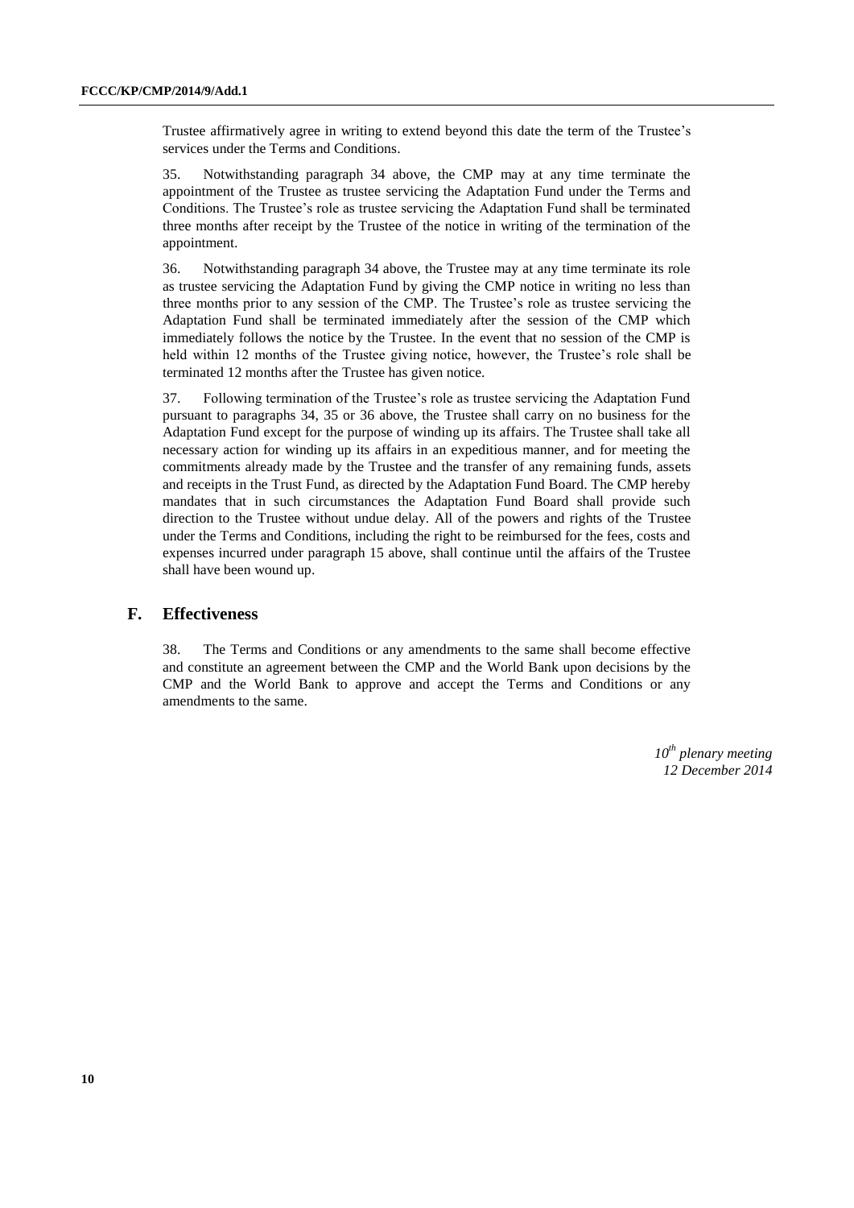Trustee affirmatively agree in writing to extend beyond this date the term of the Trustee's services under the Terms and Conditions.

35. Notwithstanding paragraph 34 above, the CMP may at any time terminate the appointment of the Trustee as trustee servicing the Adaptation Fund under the Terms and Conditions. The Trustee's role as trustee servicing the Adaptation Fund shall be terminated three months after receipt by the Trustee of the notice in writing of the termination of the appointment.

36. Notwithstanding paragraph 34 above, the Trustee may at any time terminate its role as trustee servicing the Adaptation Fund by giving the CMP notice in writing no less than three months prior to any session of the CMP. The Trustee's role as trustee servicing the Adaptation Fund shall be terminated immediately after the session of the CMP which immediately follows the notice by the Trustee. In the event that no session of the CMP is held within 12 months of the Trustee giving notice, however, the Trustee's role shall be terminated 12 months after the Trustee has given notice.

37. Following termination of the Trustee's role as trustee servicing the Adaptation Fund pursuant to paragraphs 34, 35 or 36 above, the Trustee shall carry on no business for the Adaptation Fund except for the purpose of winding up its affairs. The Trustee shall take all necessary action for winding up its affairs in an expeditious manner, and for meeting the commitments already made by the Trustee and the transfer of any remaining funds, assets and receipts in the Trust Fund, as directed by the Adaptation Fund Board. The CMP hereby mandates that in such circumstances the Adaptation Fund Board shall provide such direction to the Trustee without undue delay. All of the powers and rights of the Trustee under the Terms and Conditions, including the right to be reimbursed for the fees, costs and expenses incurred under paragraph 15 above, shall continue until the affairs of the Trustee shall have been wound up.

## F. Effectiveness

38. The Terms and Conditions or any amendments to the same shall become effective and constitute an agreement between the CMP and the World Bank upon decisions by the CMP and the World Bank to approve and accept the Terms and Conditions or any amendments to the same.

*10th plenary meeting*
*12 December 2014*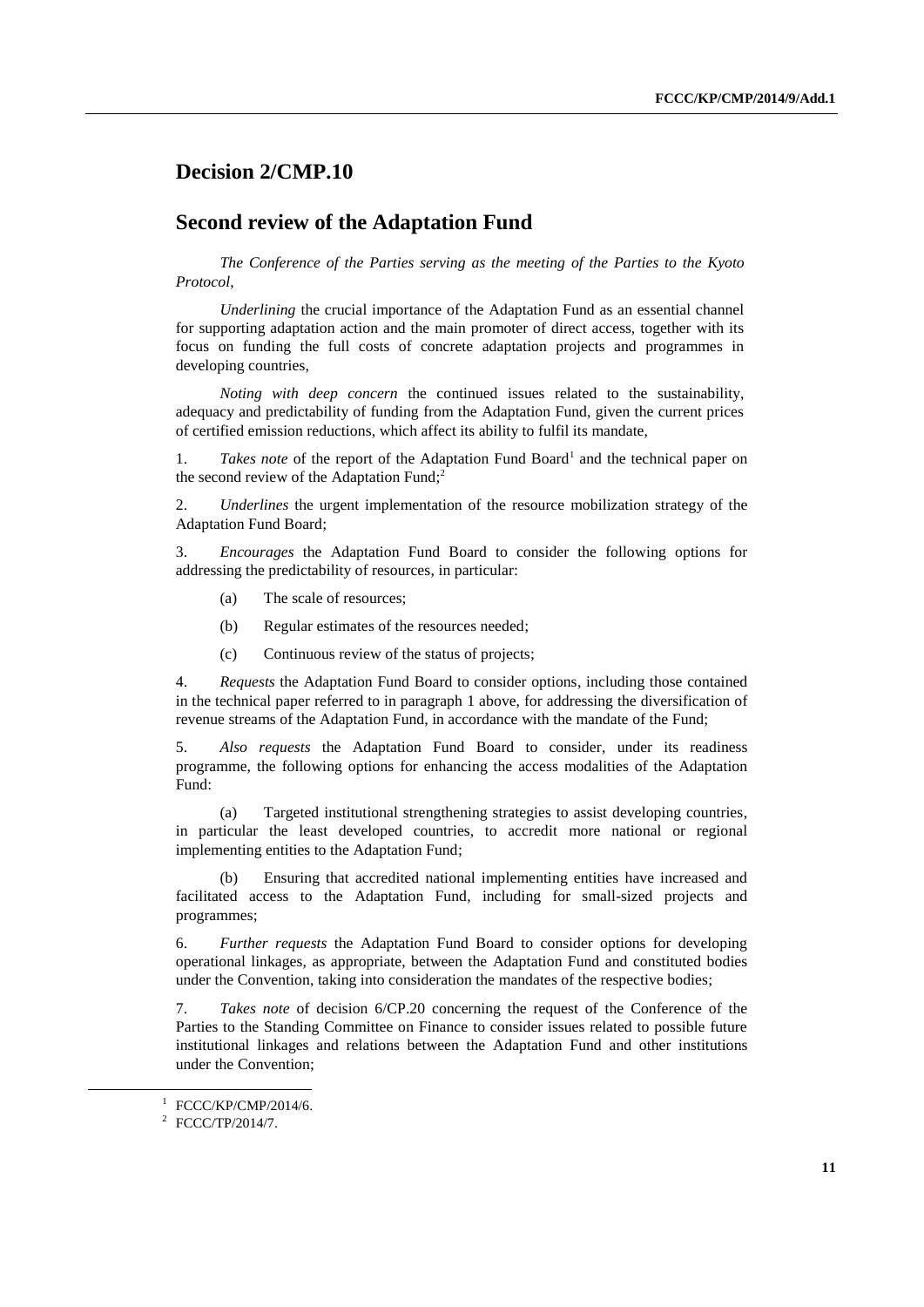# Decision 2/CMP.10

# Second review of the Adaptation Fund

*The Conference of the Parties serving as the meeting of the Parties to the Kyoto Protocol,*

*Underlining* the crucial importance of the Adaptation Fund as an essential channel for supporting adaptation action and the main promoter of direct access, together with its focus on funding the full costs of concrete adaptation projects and programmes in developing countries,

*Noting with deep concern* the continued issues related to the sustainability, adequacy and predictability of funding from the Adaptation Fund, given the current prices of certified emission reductions, which affect its ability to fulfil its mandate,

1. *Takes note* of the report of the Adaptation Fund Board[1] and the technical paper on the second review of the Adaptation Fund;[2]

2. *Underlines* the urgent implementation of the resource mobilization strategy of the Adaptation Fund Board;

3. *Encourages* the Adaptation Fund Board to consider the following options for addressing the predictability of resources, in particular:

   (a) The scale of resources;

   (b) Regular estimates of the resources needed;

   (c) Continuous review of the status of projects;

4. *Requests* the Adaptation Fund Board to consider options, including those contained in the technical paper referred to in paragraph 1 above, for addressing the diversification of revenue streams of the Adaptation Fund, in accordance with the mandate of the Fund;

5. *Also requests* the Adaptation Fund Board to consider, under its readiness programme, the following options for enhancing the access modalities of the Adaptation Fund:

   (a) Targeted institutional strengthening strategies to assist developing countries, in particular the least developed countries, to accredit more national or regional implementing entities to the Adaptation Fund;

   (b) Ensuring that accredited national implementing entities have increased and facilitated access to the Adaptation Fund, including for small-sized projects and programmes;

6. *Further requests* the Adaptation Fund Board to consider options for developing operational linkages, as appropriate, between the Adaptation Fund and constituted bodies under the Convention, taking into consideration the mandates of the respective bodies;

7. *Takes note* of decision 6/CP.20 concerning the request of the Conference of the Parties to the Standing Committee on Finance to consider issues related to possible future institutional linkages and relations between the Adaptation Fund and other institutions under the Convention;

---

[1] FCCC/KP/CMP/2014/6.

[2] FCCC/TP/2014/7.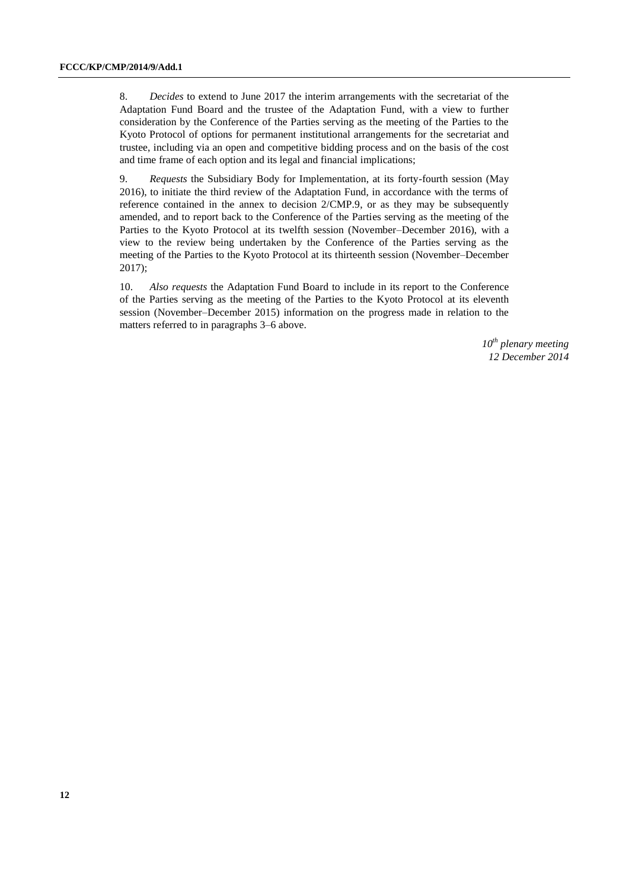8. *Decides* to extend to June 2017 the interim arrangements with the secretariat of the Adaptation Fund Board and the trustee of the Adaptation Fund, with a view to further consideration by the Conference of the Parties serving as the meeting of the Parties to the Kyoto Protocol of options for permanent institutional arrangements for the secretariat and trustee, including via an open and competitive bidding process and on the basis of the cost and time frame of each option and its legal and financial implications;

9. *Requests* the Subsidiary Body for Implementation, at its forty-fourth session (May 2016), to initiate the third review of the Adaptation Fund, in accordance with the terms of reference contained in the annex to decision 2/CMP.9, or as they may be subsequently amended, and to report back to the Conference of the Parties serving as the meeting of the Parties to the Kyoto Protocol at its twelfth session (November–December 2016), with a view to the review being undertaken by the Conference of the Parties serving as the meeting of the Parties to the Kyoto Protocol at its thirteenth session (November–December 2017);

10. *Also requests* the Adaptation Fund Board to include in its report to the Conference of the Parties serving as the meeting of the Parties to the Kyoto Protocol at its eleventh session (November–December 2015) information on the progress made in relation to the matters referred to in paragraphs 3–6 above.

*10th plenary meeting*
*12 December 2014*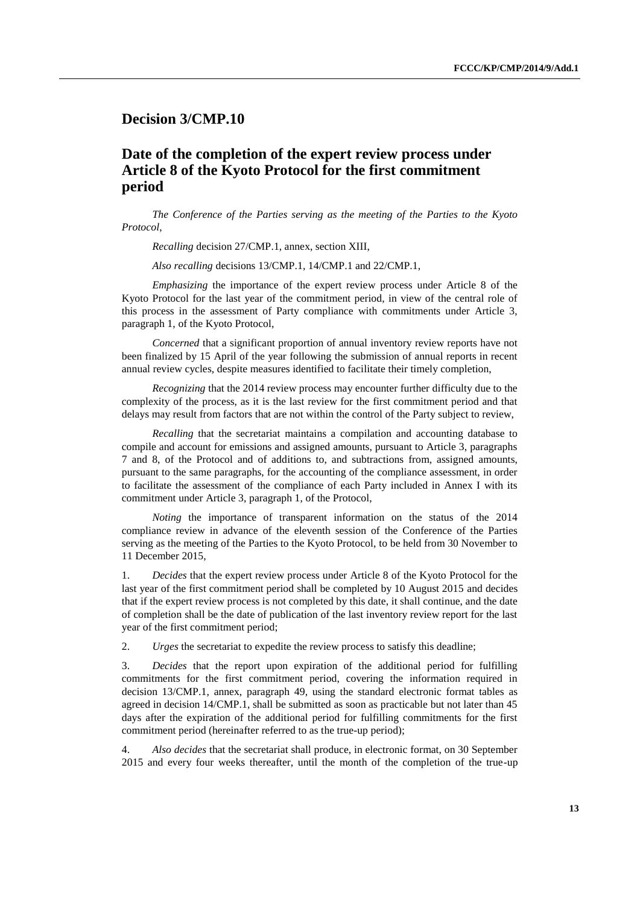## Decision 3/CMP.10

## Date of the completion of the expert review process under Article 8 of the Kyoto Protocol for the first commitment period

*The Conference of the Parties serving as the meeting of the Parties to the Kyoto Protocol*,

*Recalling* decision 27/CMP.1, annex, section XIII,

*Also recalling* decisions 13/CMP.1, 14/CMP.1 and 22/CMP.1,

*Emphasizing* the importance of the expert review process under Article 8 of the Kyoto Protocol for the last year of the commitment period, in view of the central role of this process in the assessment of Party compliance with commitments under Article 3, paragraph 1, of the Kyoto Protocol,

*Concerned* that a significant proportion of annual inventory review reports have not been finalized by 15 April of the year following the submission of annual reports in recent annual review cycles, despite measures identified to facilitate their timely completion,

*Recognizing* that the 2014 review process may encounter further difficulty due to the complexity of the process, as it is the last review for the first commitment period and that delays may result from factors that are not within the control of the Party subject to review,

*Recalling* that the secretariat maintains a compilation and accounting database to compile and account for emissions and assigned amounts, pursuant to Article 3, paragraphs 7 and 8, of the Protocol and of additions to, and subtractions from, assigned amounts, pursuant to the same paragraphs, for the accounting of the compliance assessment, in order to facilitate the assessment of the compliance of each Party included in Annex I with its commitment under Article 3, paragraph 1, of the Protocol,

*Noting* the importance of transparent information on the status of the 2014 compliance review in advance of the eleventh session of the Conference of the Parties serving as the meeting of the Parties to the Kyoto Protocol, to be held from 30 November to 11 December 2015,

1. *Decides* that the expert review process under Article 8 of the Kyoto Protocol for the last year of the first commitment period shall be completed by 10 August 2015 and decides that if the expert review process is not completed by this date, it shall continue, and the date of completion shall be the date of publication of the last inventory review report for the last year of the first commitment period;

2. *Urges* the secretariat to expedite the review process to satisfy this deadline;

3. *Decides* that the report upon expiration of the additional period for fulfilling commitments for the first commitment period, covering the information required in decision 13/CMP.1, annex, paragraph 49, using the standard electronic format tables as agreed in decision 14/CMP.1, shall be submitted as soon as practicable but not later than 45 days after the expiration of the additional period for fulfilling commitments for the first commitment period (hereinafter referred to as the true-up period);

4. *Also decides* that the secretariat shall produce, in electronic format, on 30 September 2015 and every four weeks thereafter, until the month of the completion of the true-up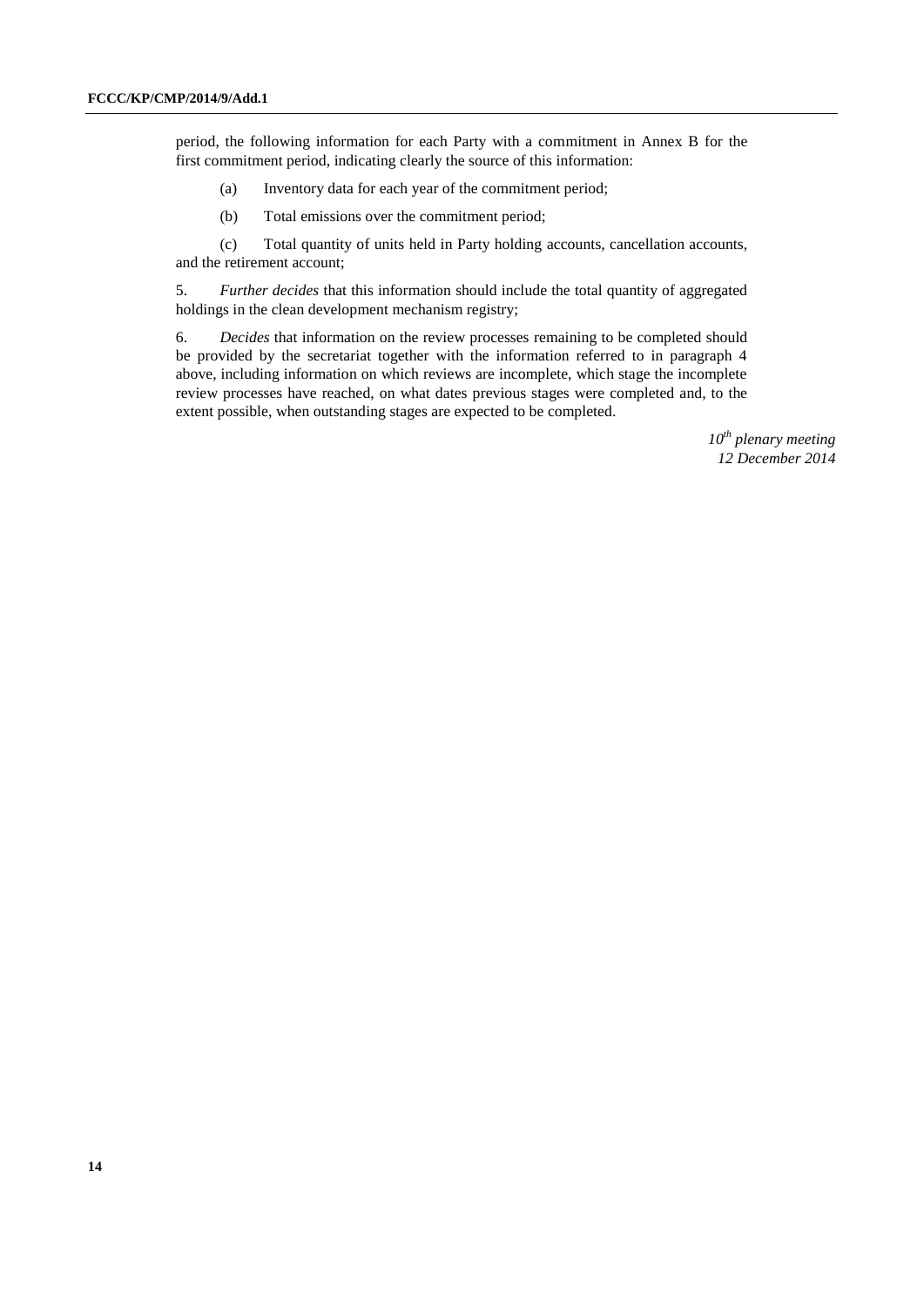period, the following information for each Party with a commitment in Annex B for the first commitment period, indicating clearly the source of this information:

(a) Inventory data for each year of the commitment period;

(b) Total emissions over the commitment period;

(c) Total quantity of units held in Party holding accounts, cancellation accounts, and the retirement account;

5. *Further decides* that this information should include the total quantity of aggregated holdings in the clean development mechanism registry;

6. *Decides* that information on the review processes remaining to be completed should be provided by the secretariat together with the information referred to in paragraph 4 above, including information on which reviews are incomplete, which stage the incomplete review processes have reached, on what dates previous stages were completed and, to the extent possible, when outstanding stages are expected to be completed.

*10th plenary meeting*
*12 December 2014*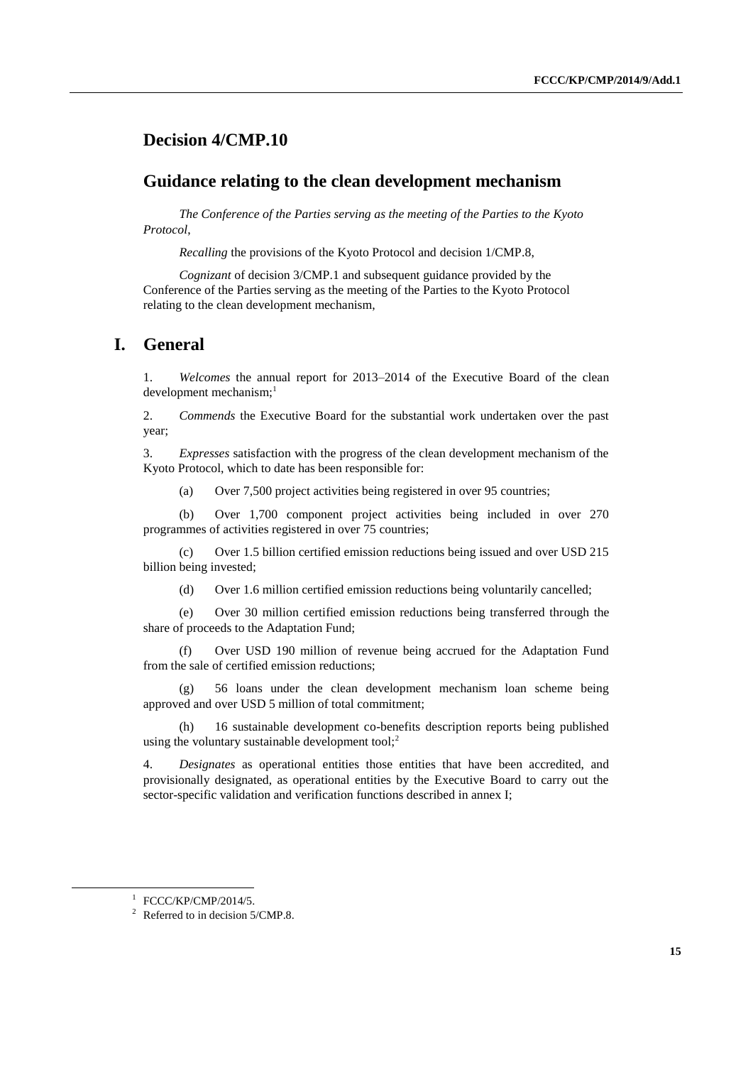# Decision 4/CMP.10

## Guidance relating to the clean development mechanism

*The Conference of the Parties serving as the meeting of the Parties to the Kyoto Protocol,*

*Recalling* the provisions of the Kyoto Protocol and decision 1/CMP.8,

*Cognizant* of decision 3/CMP.1 and subsequent guidance provided by the Conference of the Parties serving as the meeting of the Parties to the Kyoto Protocol relating to the clean development mechanism,

## I. General

1. *Welcomes* the annual report for 2013–2014 of the Executive Board of the clean development mechanism;[1]

2. *Commends* the Executive Board for the substantial work undertaken over the past year;

3. *Expresses* satisfaction with the progress of the clean development mechanism of the Kyoto Protocol, which to date has been responsible for:

(a) Over 7,500 project activities being registered in over 95 countries;

(b) Over 1,700 component project activities being included in over 270 programmes of activities registered in over 75 countries;

(c) Over 1.5 billion certified emission reductions being issued and over USD 215 billion being invested;

(d) Over 1.6 million certified emission reductions being voluntarily cancelled;

(e) Over 30 million certified emission reductions being transferred through the share of proceeds to the Adaptation Fund;

(f) Over USD 190 million of revenue being accrued for the Adaptation Fund from the sale of certified emission reductions;

(g) 56 loans under the clean development mechanism loan scheme being approved and over USD 5 million of total commitment;

(h) 16 sustainable development co-benefits description reports being published using the voluntary sustainable development tool;[2]

4. *Designates* as operational entities those entities that have been accredited, and provisionally designated, as operational entities by the Executive Board to carry out the sector-specific validation and verification functions described in annex I;

---

[1] FCCC/KP/CMP/2014/5.

[2] Referred to in decision 5/CMP.8.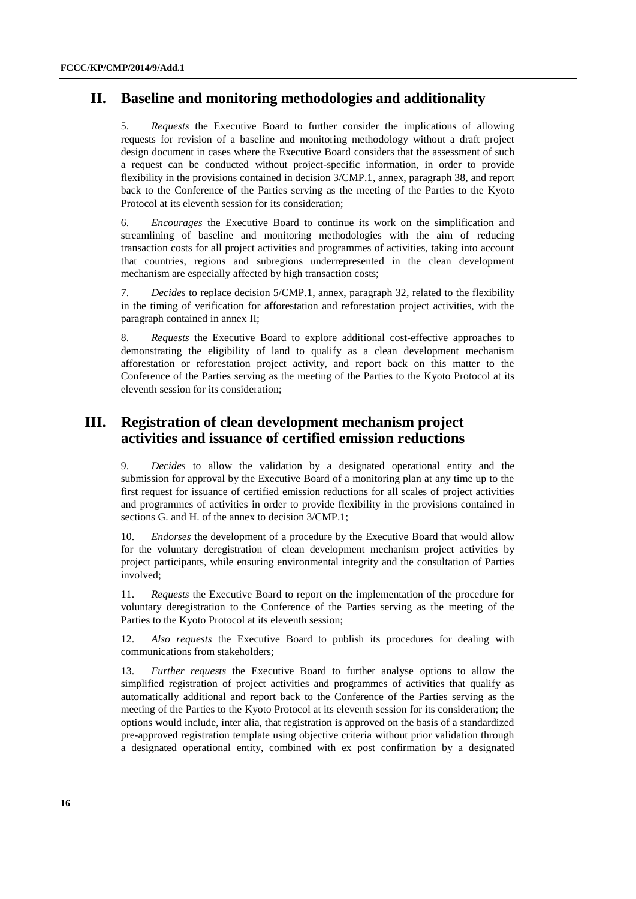## II. Baseline and monitoring methodologies and additionality

5. *Requests* the Executive Board to further consider the implications of allowing requests for revision of a baseline and monitoring methodology without a draft project design document in cases where the Executive Board considers that the assessment of such a request can be conducted without project-specific information, in order to provide flexibility in the provisions contained in decision 3/CMP.1, annex, paragraph 38, and report back to the Conference of the Parties serving as the meeting of the Parties to the Kyoto Protocol at its eleventh session for its consideration;

6. *Encourages* the Executive Board to continue its work on the simplification and streamlining of baseline and monitoring methodologies with the aim of reducing transaction costs for all project activities and programmes of activities, taking into account that countries, regions and subregions underrepresented in the clean development mechanism are especially affected by high transaction costs;

7. *Decides* to replace decision 5/CMP.1, annex, paragraph 32, related to the flexibility in the timing of verification for afforestation and reforestation project activities, with the paragraph contained in annex II;

8. *Requests* the Executive Board to explore additional cost-effective approaches to demonstrating the eligibility of land to qualify as a clean development mechanism afforestation or reforestation project activity, and report back on this matter to the Conference of the Parties serving as the meeting of the Parties to the Kyoto Protocol at its eleventh session for its consideration;

## III. Registration of clean development mechanism project activities and issuance of certified emission reductions

9. *Decides* to allow the validation by a designated operational entity and the submission for approval by the Executive Board of a monitoring plan at any time up to the first request for issuance of certified emission reductions for all scales of project activities and programmes of activities in order to provide flexibility in the provisions contained in sections G. and H. of the annex to decision 3/CMP.1;

10. *Endorses* the development of a procedure by the Executive Board that would allow for the voluntary deregistration of clean development mechanism project activities by project participants, while ensuring environmental integrity and the consultation of Parties involved;

11. *Requests* the Executive Board to report on the implementation of the procedure for voluntary deregistration to the Conference of the Parties serving as the meeting of the Parties to the Kyoto Protocol at its eleventh session;

12. *Also requests* the Executive Board to publish its procedures for dealing with communications from stakeholders;

13. *Further requests* the Executive Board to further analyse options to allow the simplified registration of project activities and programmes of activities that qualify as automatically additional and report back to the Conference of the Parties serving as the meeting of the Parties to the Kyoto Protocol at its eleventh session for its consideration; the options would include, inter alia, that registration is approved on the basis of a standardized pre-approved registration template using objective criteria without prior validation through a designated operational entity, combined with ex post confirmation by a designated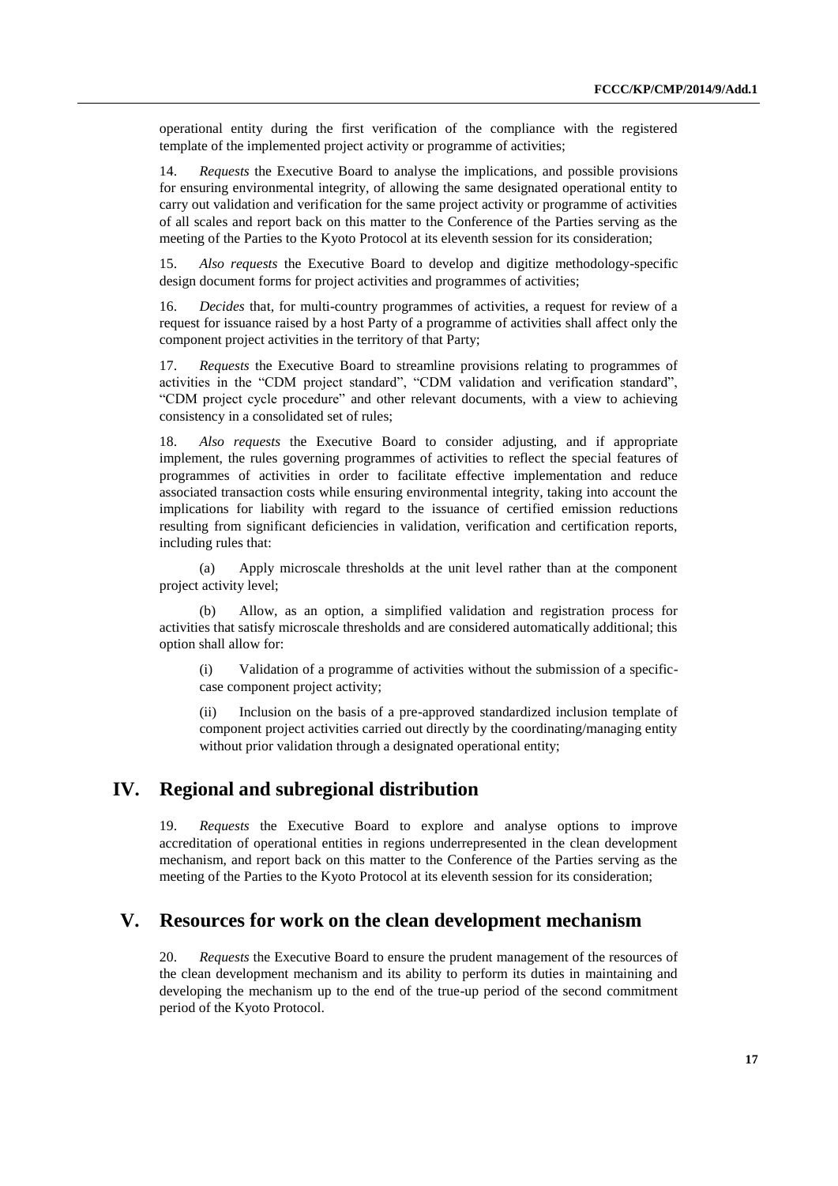operational entity during the first verification of the compliance with the registered template of the implemented project activity or programme of activities;

14. *Requests* the Executive Board to analyse the implications, and possible provisions for ensuring environmental integrity, of allowing the same designated operational entity to carry out validation and verification for the same project activity or programme of activities of all scales and report back on this matter to the Conference of the Parties serving as the meeting of the Parties to the Kyoto Protocol at its eleventh session for its consideration;

15. *Also requests* the Executive Board to develop and digitize methodology-specific design document forms for project activities and programmes of activities;

16. *Decides* that, for multi-country programmes of activities, a request for review of a request for issuance raised by a host Party of a programme of activities shall affect only the component project activities in the territory of that Party;

17. *Requests* the Executive Board to streamline provisions relating to programmes of activities in the "CDM project standard", "CDM validation and verification standard", "CDM project cycle procedure" and other relevant documents, with a view to achieving consistency in a consolidated set of rules;

18. *Also requests* the Executive Board to consider adjusting, and if appropriate implement, the rules governing programmes of activities to reflect the special features of programmes of activities in order to facilitate effective implementation and reduce associated transaction costs while ensuring environmental integrity, taking into account the implications for liability with regard to the issuance of certified emission reductions resulting from significant deficiencies in validation, verification and certification reports, including rules that:

(a) Apply microscale thresholds at the unit level rather than at the component project activity level;

(b) Allow, as an option, a simplified validation and registration process for activities that satisfy microscale thresholds and are considered automatically additional; this option shall allow for:

(i) Validation of a programme of activities without the submission of a specific-case component project activity;

(ii) Inclusion on the basis of a pre-approved standardized inclusion template of component project activities carried out directly by the coordinating/managing entity without prior validation through a designated operational entity;

## IV. Regional and subregional distribution

19. *Requests* the Executive Board to explore and analyse options to improve accreditation of operational entities in regions underrepresented in the clean development mechanism, and report back on this matter to the Conference of the Parties serving as the meeting of the Parties to the Kyoto Protocol at its eleventh session for its consideration;

## V. Resources for work on the clean development mechanism

20. *Requests* the Executive Board to ensure the prudent management of the resources of the clean development mechanism and its ability to perform its duties in maintaining and developing the mechanism up to the end of the true-up period of the second commitment period of the Kyoto Protocol.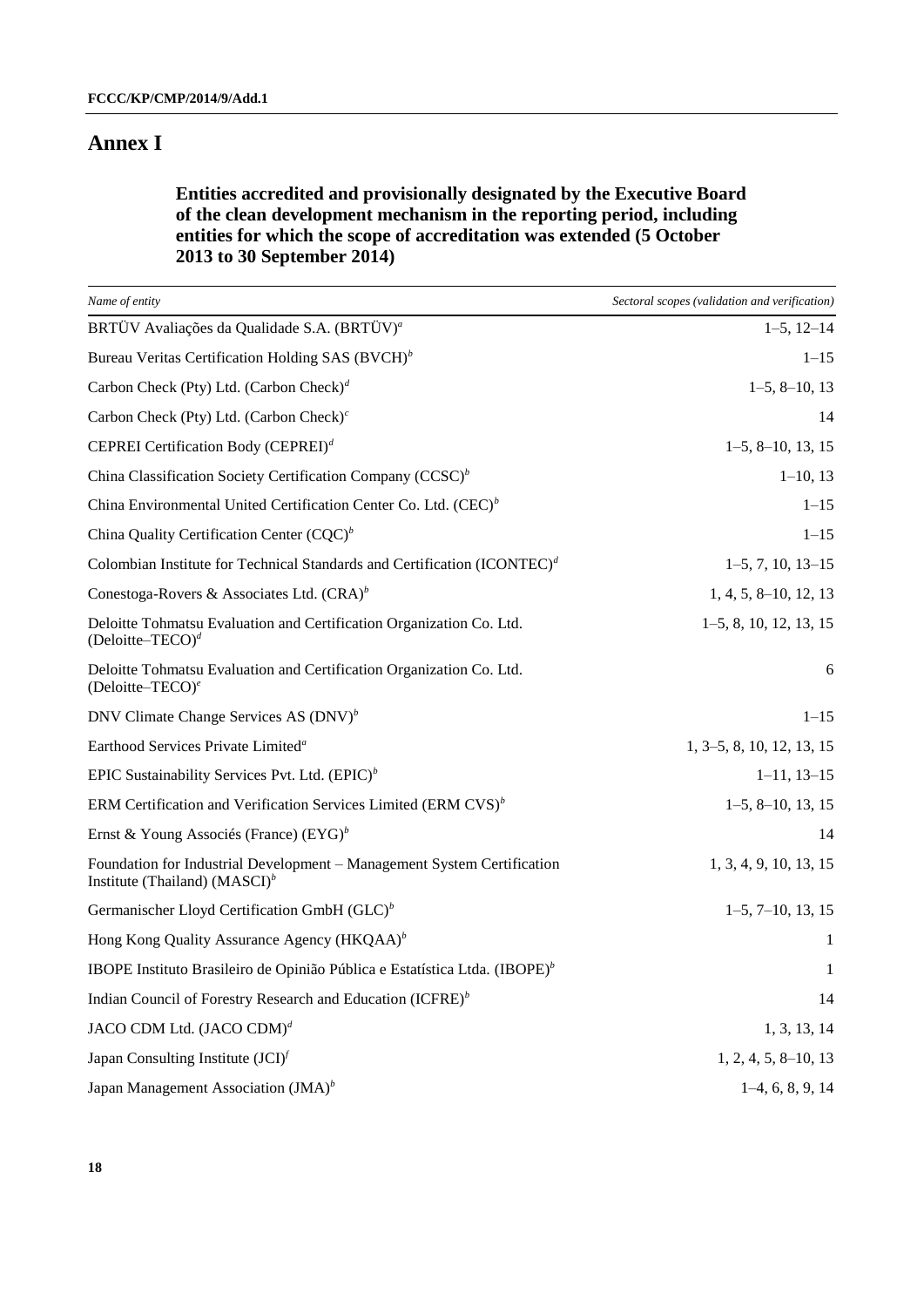# Annex I

### Entities accredited and provisionally designated by the Executive Board of the clean development mechanism in the reporting period, including entities for which the scope of accreditation was extended (5 October 2013 to 30 September 2014)

| *Name of entity* | *Sectoral scopes (validation and verification)* |
|---|---|
| BRTÜV Avaliações da Qualidade S.A. (BRTÜV)[a] | 1–5, 12–14 |
| Bureau Veritas Certification Holding SAS (BVCH)[b] | 1–15 |
| Carbon Check (Pty) Ltd. (Carbon Check)[d] | 1–5, 8–10, 13 |
| Carbon Check (Pty) Ltd. (Carbon Check)[c] | 14 |
| CEPREI Certification Body (CEPREI)[d] | 1–5, 8–10, 13, 15 |
| China Classification Society Certification Company (CCSC)[b] | 1–10, 13 |
| China Environmental United Certification Center Co. Ltd. (CEC)[b] | 1–15 |
| China Quality Certification Center (CQC)[b] | 1–15 |
| Colombian Institute for Technical Standards and Certification (ICONTEC)[d] | 1–5, 7, 10, 13–15 |
| Conestoga-Rovers & Associates Ltd. (CRA)[b] | 1, 4, 5, 8–10, 12, 13 |
| Deloitte Tohmatsu Evaluation and Certification Organization Co. Ltd. (Deloitte–TECO)[d] | 1–5, 8, 10, 12, 13, 15 |
| Deloitte Tohmatsu Evaluation and Certification Organization Co. Ltd. (Deloitte–TECO)[e] | 6 |
| DNV Climate Change Services AS (DNV)[b] | 1–15 |
| Earthood Services Private Limited[a] | 1, 3–5, 8, 10, 12, 13, 15 |
| EPIC Sustainability Services Pvt. Ltd. (EPIC)[b] | 1–11, 13–15 |
| ERM Certification and Verification Services Limited (ERM CVS)[b] | 1–5, 8–10, 13, 15 |
| Ernst & Young Associés (France) (EYG)[b] | 14 |
| Foundation for Industrial Development – Management System Certification Institute (Thailand) (MASCI)[b] | 1, 3, 4, 9, 10, 13, 15 |
| Germanischer Lloyd Certification GmbH (GLC)[b] | 1–5, 7–10, 13, 15 |
| Hong Kong Quality Assurance Agency (HKQAA)[b] | 1 |
| IBOPE Instituto Brasileiro de Opinião Pública e Estatística Ltda. (IBOPE)[b] | 1 |
| Indian Council of Forestry Research and Education (ICFRE)[b] | 14 |
| JACO CDM Ltd. (JACO CDM)[d] | 1, 3, 13, 14 |
| Japan Consulting Institute (JCI)[f] | 1, 2, 4, 5, 8–10, 13 |
| Japan Management Association (JMA)[b] | 1–4, 6, 8, 9, 14 |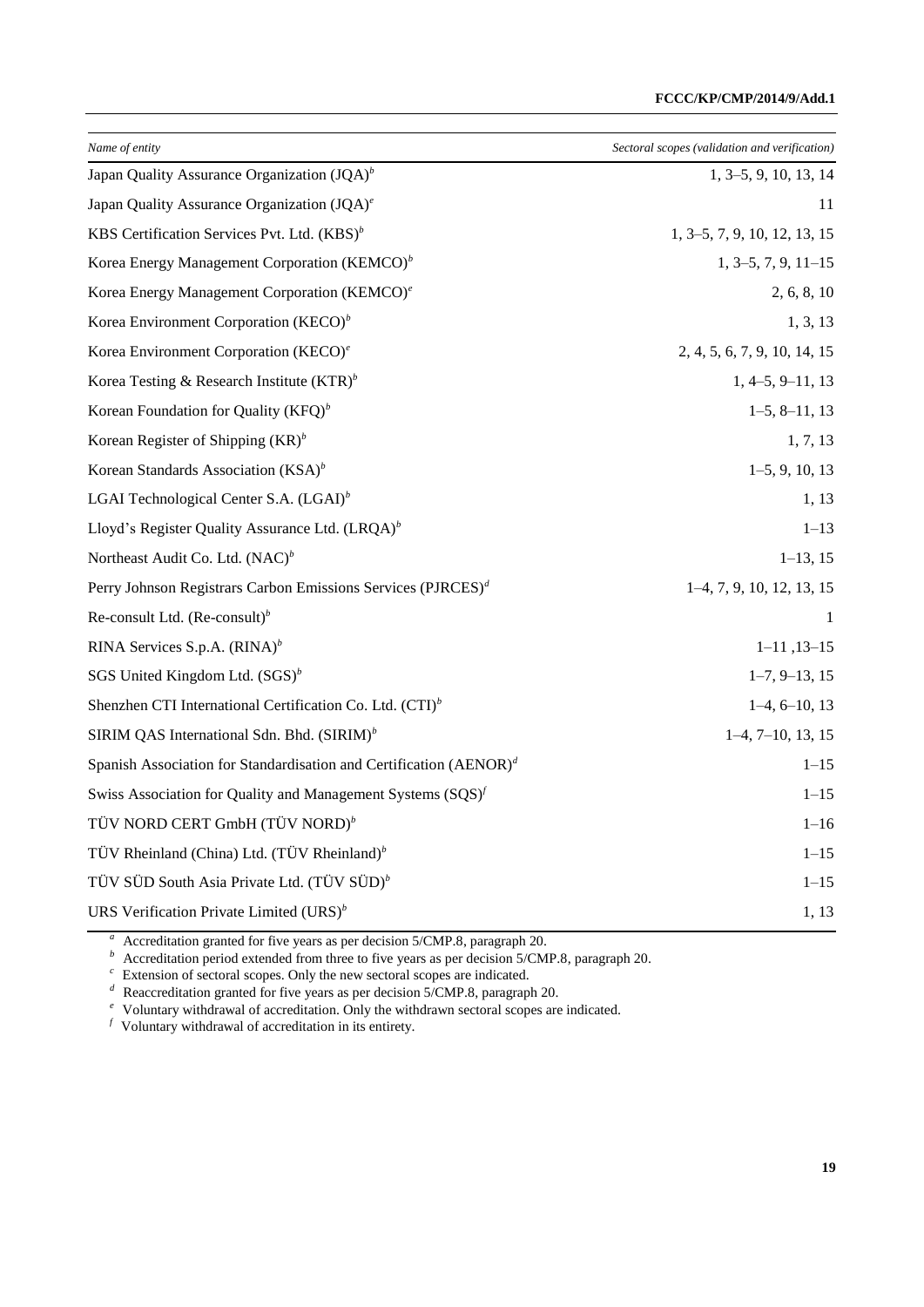| *Name of entity* | *Sectoral scopes (validation and verification)* |
|---|---|
| Japan Quality Assurance Organization (JQA)[b] | 1, 3–5, 9, 10, 13, 14 |
| Japan Quality Assurance Organization (JQA)[e] | 11 |
| KBS Certification Services Pvt. Ltd. (KBS)[b] | 1, 3–5, 7, 9, 10, 12, 13, 15 |
| Korea Energy Management Corporation (KEMCO)[b] | 1, 3–5, 7, 9, 11–15 |
| Korea Energy Management Corporation (KEMCO)[e] | 2, 6, 8, 10 |
| Korea Environment Corporation (KECO)[b] | 1, 3, 13 |
| Korea Environment Corporation (KECO)[e] | 2, 4, 5, 6, 7, 9, 10, 14, 15 |
| Korea Testing & Research Institute (KTR)[b] | 1, 4–5, 9–11, 13 |
| Korean Foundation for Quality (KFQ)[b] | 1–5, 8–11, 13 |
| Korean Register of Shipping (KR)[b] | 1, 7, 13 |
| Korean Standards Association (KSA)[b] | 1–5, 9, 10, 13 |
| LGAI Technological Center S.A. (LGAI)[b] | 1, 13 |
| Lloyd's Register Quality Assurance Ltd. (LRQA)[b] | 1–13 |
| Northeast Audit Co. Ltd. (NAC)[b] | 1–13, 15 |
| Perry Johnson Registrars Carbon Emissions Services (PJRCES)[d] | 1–4, 7, 9, 10, 12, 13, 15 |
| Re-consult Ltd. (Re-consult)[b] | 1 |
| RINA Services S.p.A. (RINA)[b] | 1–11 ,13–15 |
| SGS United Kingdom Ltd. (SGS)[b] | 1–7, 9–13, 15 |
| Shenzhen CTI International Certification Co. Ltd. (CTI)[b] | 1–4, 6–10, 13 |
| SIRIM QAS International Sdn. Bhd. (SIRIM)[b] | 1–4, 7–10, 13, 15 |
| Spanish Association for Standardisation and Certification (AENOR)[d] | 1–15 |
| Swiss Association for Quality and Management Systems (SQS)[f] | 1–15 |
| TÜV NORD CERT GmbH (TÜV NORD)[b] | 1–16 |
| TÜV Rheinland (China) Ltd. (TÜV Rheinland)[b] | 1–15 |
| TÜV SÜD South Asia Private Ltd. (TÜV SÜD)[b] | 1–15 |
| URS Verification Private Limited (URS)[b] | 1, 13 |

[a] Accreditation granted for five years as per decision 5/CMP.8, paragraph 20.
[b] Accreditation period extended from three to five years as per decision 5/CMP.8, paragraph 20.
[c] Extension of sectoral scopes. Only the new sectoral scopes are indicated.
[d] Reaccreditation granted for five years as per decision 5/CMP.8, paragraph 20.
[e] Voluntary withdrawal of accreditation. Only the withdrawn sectoral scopes are indicated.
[f] Voluntary withdrawal of accreditation in its entirety.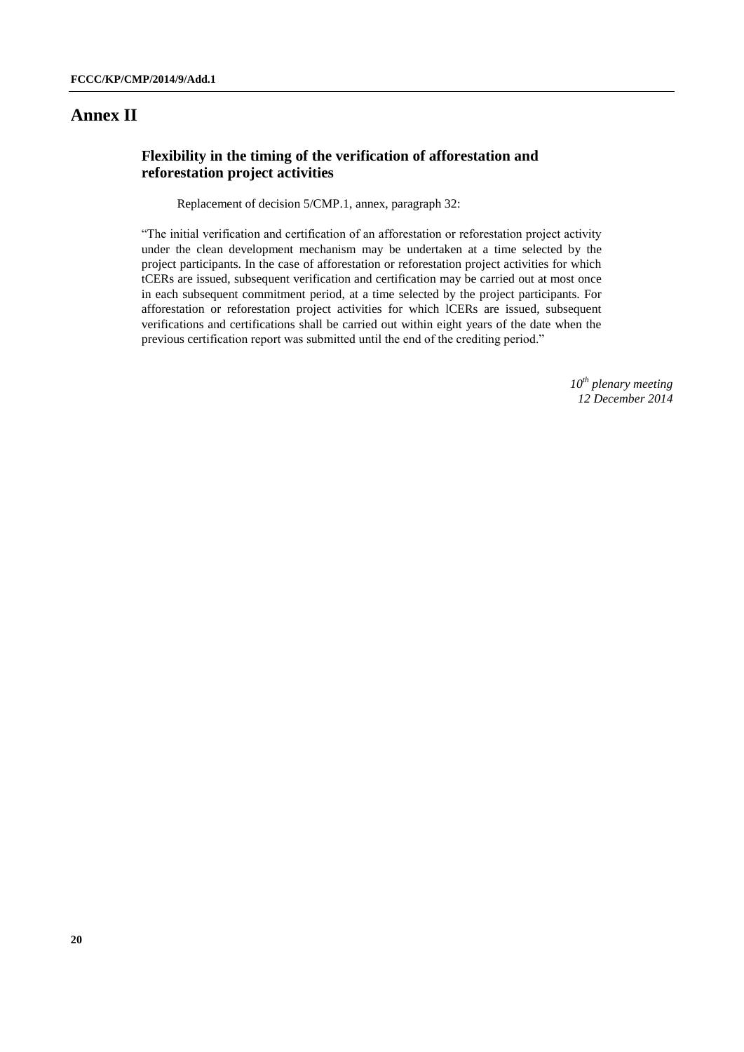# Annex II

## Flexibility in the timing of the verification of afforestation and reforestation project activities

Replacement of decision 5/CMP.1, annex, paragraph 32:

"The initial verification and certification of an afforestation or reforestation project activity under the clean development mechanism may be undertaken at a time selected by the project participants. In the case of afforestation or reforestation project activities for which tCERs are issued, subsequent verification and certification may be carried out at most once in each subsequent commitment period, at a time selected by the project participants. For afforestation or reforestation project activities for which lCERs are issued, subsequent verifications and certifications shall be carried out within eight years of the date when the previous certification report was submitted until the end of the crediting period."

*10th plenary meeting*
*12 December 2014*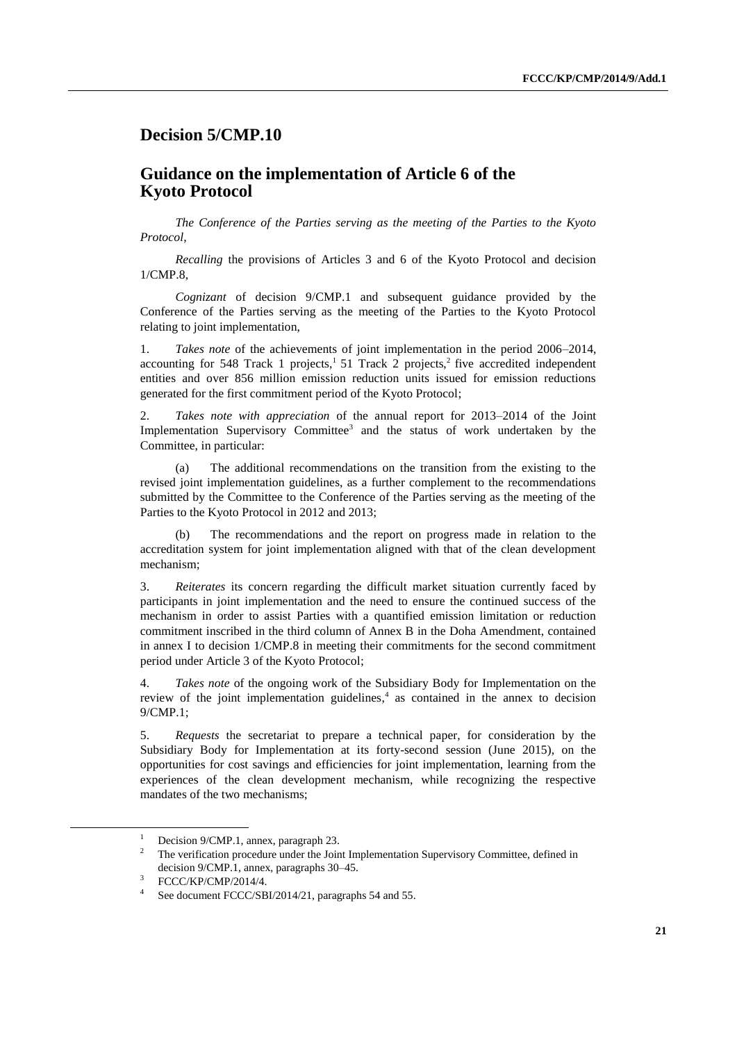## Decision 5/CMP.10

## Guidance on the implementation of Article 6 of the Kyoto Protocol

*The Conference of the Parties serving as the meeting of the Parties to the Kyoto Protocol*,

*Recalling* the provisions of Articles 3 and 6 of the Kyoto Protocol and decision 1/CMP.8,

*Cognizant* of decision 9/CMP.1 and subsequent guidance provided by the Conference of the Parties serving as the meeting of the Parties to the Kyoto Protocol relating to joint implementation,

1. *Takes note* of the achievements of joint implementation in the period 2006–2014, accounting for 548 Track 1 projects,[1] 51 Track 2 projects,[2] five accredited independent entities and over 856 million emission reduction units issued for emission reductions generated for the first commitment period of the Kyoto Protocol;

2. *Takes note with appreciation* of the annual report for 2013–2014 of the Joint Implementation Supervisory Committee[3] and the status of work undertaken by the Committee, in particular:

 (a) The additional recommendations on the transition from the existing to the revised joint implementation guidelines, as a further complement to the recommendations submitted by the Committee to the Conference of the Parties serving as the meeting of the Parties to the Kyoto Protocol in 2012 and 2013;

 (b) The recommendations and the report on progress made in relation to the accreditation system for joint implementation aligned with that of the clean development mechanism;

3. *Reiterates* its concern regarding the difficult market situation currently faced by participants in joint implementation and the need to ensure the continued success of the mechanism in order to assist Parties with a quantified emission limitation or reduction commitment inscribed in the third column of Annex B in the Doha Amendment, contained in annex I to decision 1/CMP.8 in meeting their commitments for the second commitment period under Article 3 of the Kyoto Protocol;

4. *Takes note* of the ongoing work of the Subsidiary Body for Implementation on the review of the joint implementation guidelines,[4] as contained in the annex to decision 9/CMP.1;

5. *Requests* the secretariat to prepare a technical paper, for consideration by the Subsidiary Body for Implementation at its forty-second session (June 2015), on the opportunities for cost savings and efficiencies for joint implementation, learning from the experiences of the clean development mechanism, while recognizing the respective mandates of the two mechanisms;

[1] Decision 9/CMP.1, annex, paragraph 23.

[2] The verification procedure under the Joint Implementation Supervisory Committee, defined in decision 9/CMP.1, annex, paragraphs 30–45.

[3] FCCC/KP/CMP/2014/4.

[4] See document FCCC/SBI/2014/21, paragraphs 54 and 55.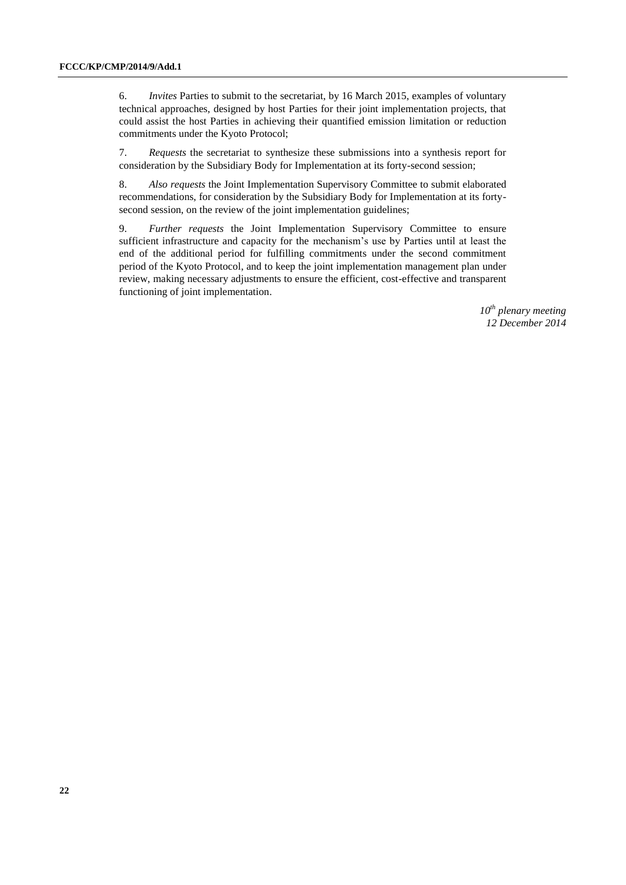6. *Invites* Parties to submit to the secretariat, by 16 March 2015, examples of voluntary technical approaches, designed by host Parties for their joint implementation projects, that could assist the host Parties in achieving their quantified emission limitation or reduction commitments under the Kyoto Protocol;

7. *Requests* the secretariat to synthesize these submissions into a synthesis report for consideration by the Subsidiary Body for Implementation at its forty-second session;

8. *Also requests* the Joint Implementation Supervisory Committee to submit elaborated recommendations, for consideration by the Subsidiary Body for Implementation at its forty-second session, on the review of the joint implementation guidelines;

9. *Further requests* the Joint Implementation Supervisory Committee to ensure sufficient infrastructure and capacity for the mechanism's use by Parties until at least the end of the additional period for fulfilling commitments under the second commitment period of the Kyoto Protocol, and to keep the joint implementation management plan under review, making necessary adjustments to ensure the efficient, cost-effective and transparent functioning of joint implementation.

*10th plenary meeting*
*12 December 2014*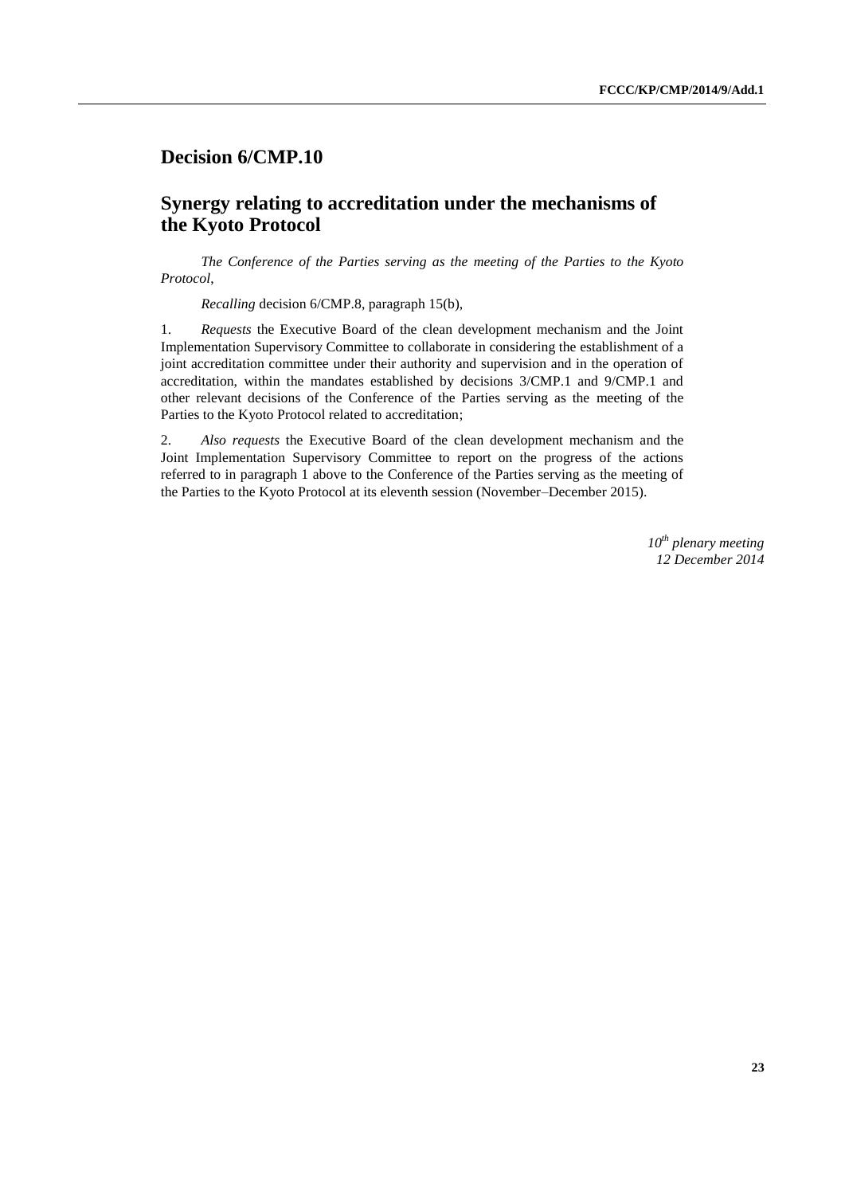## Decision 6/CMP.10

## Synergy relating to accreditation under the mechanisms of the Kyoto Protocol

*The Conference of the Parties serving as the meeting of the Parties to the Kyoto Protocol*,

*Recalling* decision 6/CMP.8, paragraph 15(b),

1. *Requests* the Executive Board of the clean development mechanism and the Joint Implementation Supervisory Committee to collaborate in considering the establishment of a joint accreditation committee under their authority and supervision and in the operation of accreditation, within the mandates established by decisions 3/CMP.1 and 9/CMP.1 and other relevant decisions of the Conference of the Parties serving as the meeting of the Parties to the Kyoto Protocol related to accreditation;

2. *Also requests* the Executive Board of the clean development mechanism and the Joint Implementation Supervisory Committee to report on the progress of the actions referred to in paragraph 1 above to the Conference of the Parties serving as the meeting of the Parties to the Kyoto Protocol at its eleventh session (November–December 2015).

*10th plenary meeting*
*12 December 2014*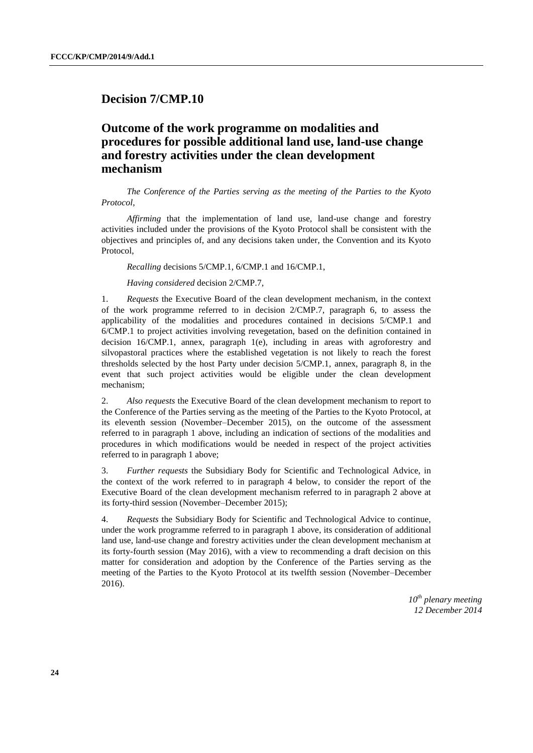## Decision 7/CMP.10

## Outcome of the work programme on modalities and procedures for possible additional land use, land-use change and forestry activities under the clean development mechanism

*The Conference of the Parties serving as the meeting of the Parties to the Kyoto Protocol,*

*Affirming* that the implementation of land use, land-use change and forestry activities included under the provisions of the Kyoto Protocol shall be consistent with the objectives and principles of, and any decisions taken under, the Convention and its Kyoto Protocol,

*Recalling* decisions 5/CMP.1, 6/CMP.1 and 16/CMP.1,

*Having considered* decision 2/CMP.7,

1. *Requests* the Executive Board of the clean development mechanism, in the context of the work programme referred to in decision 2/CMP.7, paragraph 6, to assess the applicability of the modalities and procedures contained in decisions 5/CMP.1 and 6/CMP.1 to project activities involving revegetation, based on the definition contained in decision 16/CMP.1, annex, paragraph 1(e), including in areas with agroforestry and silvopastoral practices where the established vegetation is not likely to reach the forest thresholds selected by the host Party under decision 5/CMP.1, annex, paragraph 8, in the event that such project activities would be eligible under the clean development mechanism;

2. *Also requests* the Executive Board of the clean development mechanism to report to the Conference of the Parties serving as the meeting of the Parties to the Kyoto Protocol, at its eleventh session (November–December 2015), on the outcome of the assessment referred to in paragraph 1 above, including an indication of sections of the modalities and procedures in which modifications would be needed in respect of the project activities referred to in paragraph 1 above;

3. *Further requests* the Subsidiary Body for Scientific and Technological Advice, in the context of the work referred to in paragraph 4 below, to consider the report of the Executive Board of the clean development mechanism referred to in paragraph 2 above at its forty-third session (November–December 2015);

4. *Requests* the Subsidiary Body for Scientific and Technological Advice to continue, under the work programme referred to in paragraph 1 above, its consideration of additional land use, land-use change and forestry activities under the clean development mechanism at its forty-fourth session (May 2016), with a view to recommending a draft decision on this matter for consideration and adoption by the Conference of the Parties serving as the meeting of the Parties to the Kyoto Protocol at its twelfth session (November–December 2016).

*10th plenary meeting*
*12 December 2014*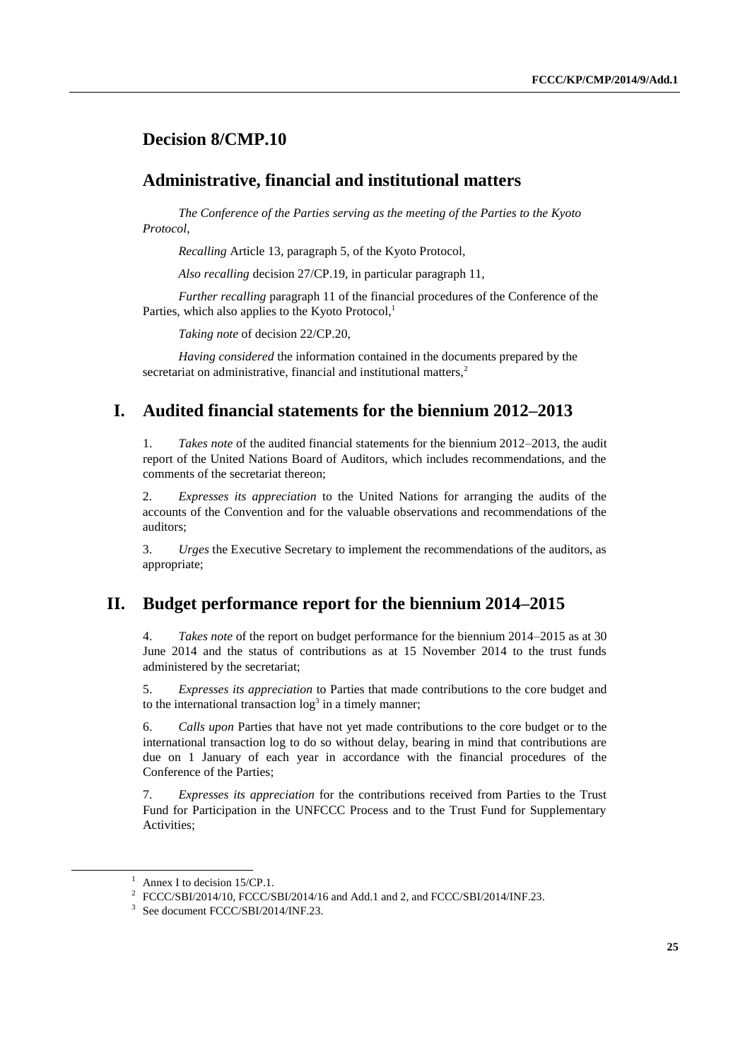# Decision 8/CMP.10

# Administrative, financial and institutional matters

*The Conference of the Parties serving as the meeting of the Parties to the Kyoto Protocol*,

*Recalling* Article 13, paragraph 5, of the Kyoto Protocol,

*Also recalling* decision 27/CP.19, in particular paragraph 11,

*Further recalling* paragraph 11 of the financial procedures of the Conference of the Parties, which also applies to the Kyoto Protocol,[1]

*Taking note* of decision 22/CP.20,

*Having considered* the information contained in the documents prepared by the secretariat on administrative, financial and institutional matters,[2]

## I. Audited financial statements for the biennium 2012–2013

1. *Takes note* of the audited financial statements for the biennium 2012–2013, the audit report of the United Nations Board of Auditors, which includes recommendations, and the comments of the secretariat thereon;

2. *Expresses its appreciation* to the United Nations for arranging the audits of the accounts of the Convention and for the valuable observations and recommendations of the auditors;

3. *Urges* the Executive Secretary to implement the recommendations of the auditors, as appropriate;

## II. Budget performance report for the biennium 2014–2015

4. *Takes note* of the report on budget performance for the biennium 2014–2015 as at 30 June 2014 and the status of contributions as at 15 November 2014 to the trust funds administered by the secretariat;

5. *Expresses its appreciation* to Parties that made contributions to the core budget and to the international transaction log[3] in a timely manner;

6. *Calls upon* Parties that have not yet made contributions to the core budget or to the international transaction log to do so without delay, bearing in mind that contributions are due on 1 January of each year in accordance with the financial procedures of the Conference of the Parties;

7. *Expresses its appreciation* for the contributions received from Parties to the Trust Fund for Participation in the UNFCCC Process and to the Trust Fund for Supplementary Activities;

---

[1] Annex I to decision 15/CP.1.

[2] FCCC/SBI/2014/10, FCCC/SBI/2014/16 and Add.1 and 2, and FCCC/SBI/2014/INF.23.

[3] See document FCCC/SBI/2014/INF.23.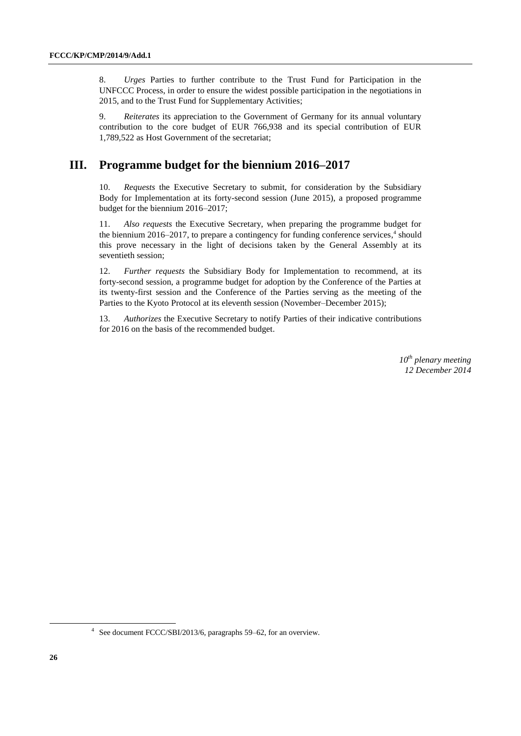8. *Urges* Parties to further contribute to the Trust Fund for Participation in the UNFCCC Process, in order to ensure the widest possible participation in the negotiations in 2015, and to the Trust Fund for Supplementary Activities;

9. *Reiterates* its appreciation to the Government of Germany for its annual voluntary contribution to the core budget of EUR 766,938 and its special contribution of EUR 1,789,522 as Host Government of the secretariat;

## III. Programme budget for the biennium 2016–2017

10. *Requests* the Executive Secretary to submit, for consideration by the Subsidiary Body for Implementation at its forty-second session (June 2015), a proposed programme budget for the biennium 2016–2017;

11. *Also requests* the Executive Secretary, when preparing the programme budget for the biennium 2016–2017, to prepare a contingency for funding conference services,[4] should this prove necessary in the light of decisions taken by the General Assembly at its seventieth session;

12. *Further requests* the Subsidiary Body for Implementation to recommend, at its forty-second session, a programme budget for adoption by the Conference of the Parties at its twenty-first session and the Conference of the Parties serving as the meeting of the Parties to the Kyoto Protocol at its eleventh session (November–December 2015);

13. *Authorizes* the Executive Secretary to notify Parties of their indicative contributions for 2016 on the basis of the recommended budget.

*10th plenary meeting*
*12 December 2014*

[4] See document FCCC/SBI/2013/6, paragraphs 59–62, for an overview.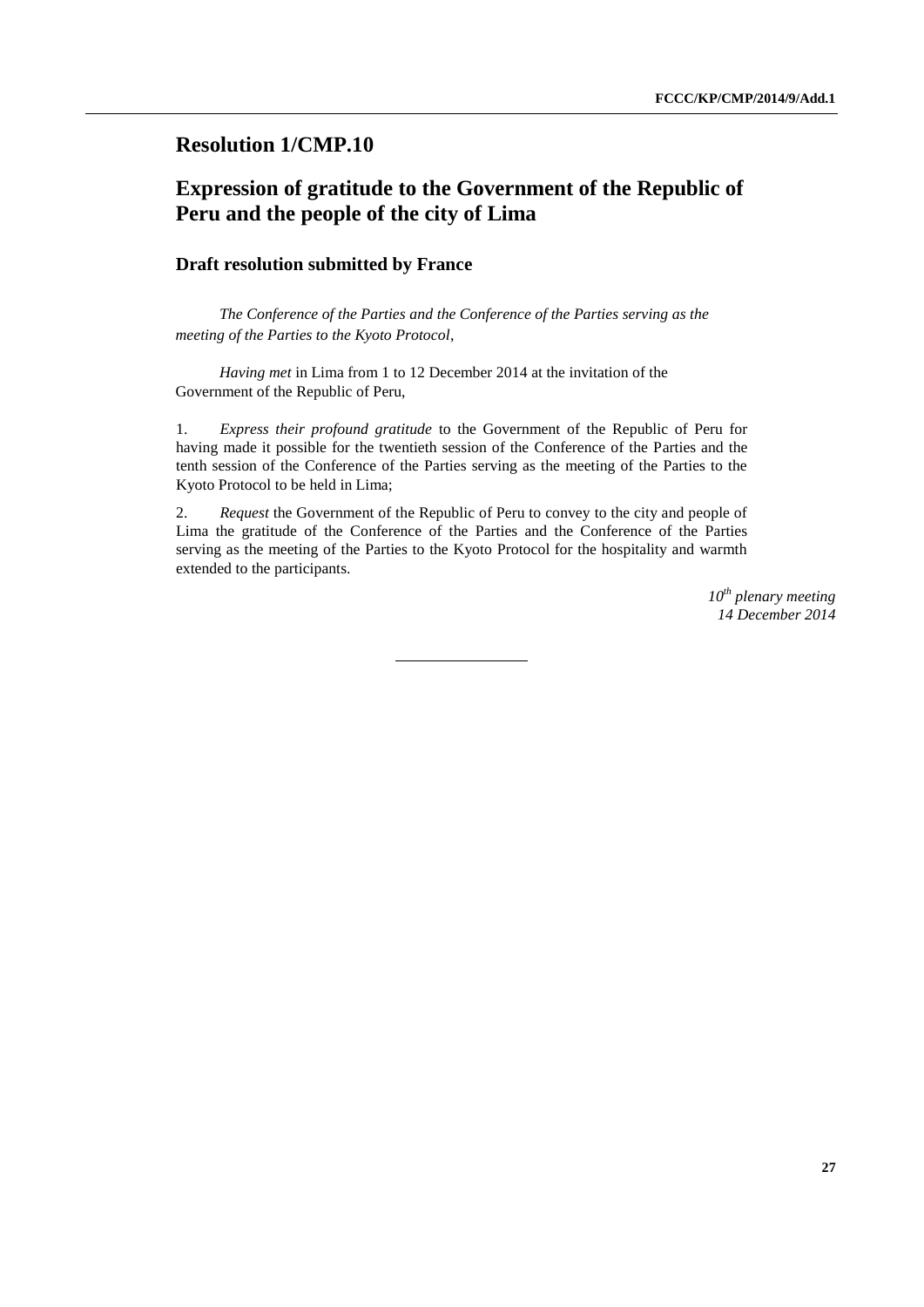# Resolution 1/CMP.10

# Expression of gratitude to the Government of the Republic of Peru and the people of the city of Lima

## Draft resolution submitted by France

*The Conference of the Parties and the Conference of the Parties serving as the meeting of the Parties to the Kyoto Protocol*,

*Having met* in Lima from 1 to 12 December 2014 at the invitation of the Government of the Republic of Peru,

1. *Express their profound gratitude* to the Government of the Republic of Peru for having made it possible for the twentieth session of the Conference of the Parties and the tenth session of the Conference of the Parties serving as the meeting of the Parties to the Kyoto Protocol to be held in Lima;

2. *Request* the Government of the Republic of Peru to convey to the city and people of Lima the gratitude of the Conference of the Parties and the Conference of the Parties serving as the meeting of the Parties to the Kyoto Protocol for the hospitality and warmth extended to the participants.

*10th plenary meeting*
*14 December 2014*